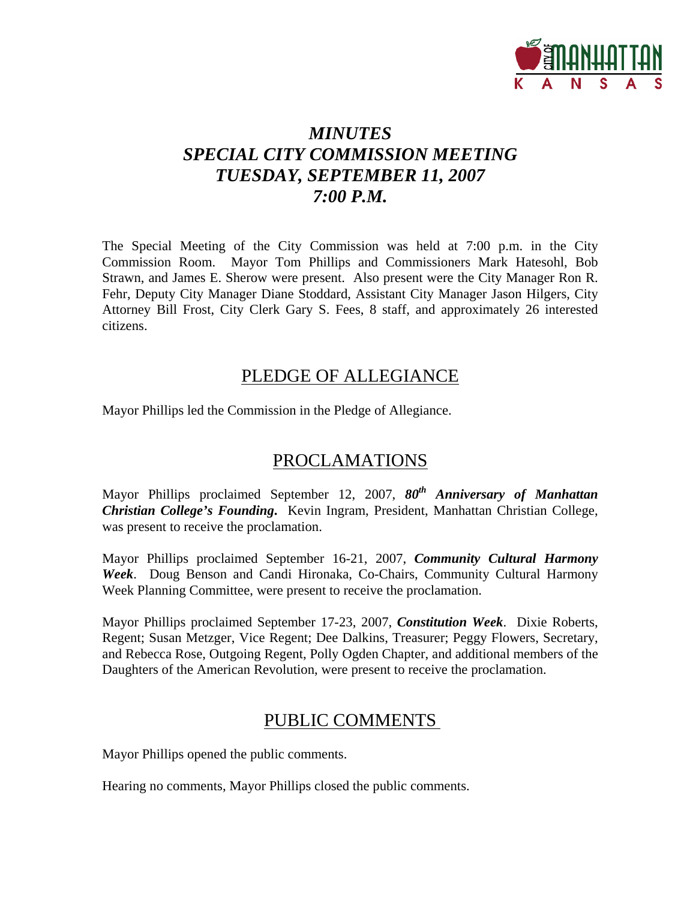# *MINUTES*
# *SPECIAL CITY COMMISSION MEETING*
# *TUESDAY, SEPTEMBER 11, 2007*
# *7:00 P.M.*

The Special Meeting of the City Commission was held at 7:00 p.m. in the City Commission Room. Mayor Tom Phillips and Commissioners Mark Hatesohl, Bob Strawn, and James E. Sherow were present. Also present were the City Manager Ron R. Fehr, Deputy City Manager Diane Stoddard, Assistant City Manager Jason Hilgers, City Attorney Bill Frost, City Clerk Gary S. Fees, 8 staff, and approximately 26 interested citizens.

## PLEDGE OF ALLEGIANCE

Mayor Phillips led the Commission in the Pledge of Allegiance.

## PROCLAMATIONS

Mayor Phillips proclaimed September 12, 2007, ***80th Anniversary of Manhattan Christian College's Founding***. Kevin Ingram, President, Manhattan Christian College, was present to receive the proclamation.

Mayor Phillips proclaimed September 16-21, 2007, ***Community Cultural Harmony Week***. Doug Benson and Candi Hironaka, Co-Chairs, Community Cultural Harmony Week Planning Committee, were present to receive the proclamation.

Mayor Phillips proclaimed September 17-23, 2007, ***Constitution Week***. Dixie Roberts, Regent; Susan Metzger, Vice Regent; Dee Dalkins, Treasurer; Peggy Flowers, Secretary, and Rebecca Rose, Outgoing Regent, Polly Ogden Chapter, and additional members of the Daughters of the American Revolution, were present to receive the proclamation.

## PUBLIC COMMENTS

Mayor Phillips opened the public comments.

Hearing no comments, Mayor Phillips closed the public comments.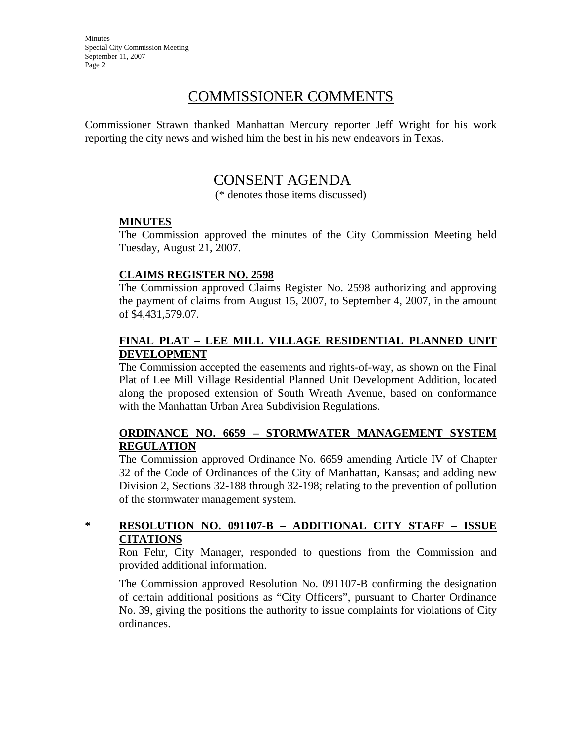## COMMISSIONER COMMENTS

Commissioner Strawn thanked Manhattan Mercury reporter Jeff Wright for his work reporting the city news and wished him the best in his new endeavors in Texas.

## CONSENT AGENDA

(* denotes those items discussed)

**MINUTES**

The Commission approved the minutes of the City Commission Meeting held Tuesday, August 21, 2007.

**CLAIMS REGISTER NO. 2598**

The Commission approved Claims Register No. 2598 authorizing and approving the payment of claims from August 15, 2007, to September 4, 2007, in the amount of $4,431,579.07.

**FINAL PLAT – LEE MILL VILLAGE RESIDENTIAL PLANNED UNIT DEVELOPMENT**

The Commission accepted the easements and rights-of-way, as shown on the Final Plat of Lee Mill Village Residential Planned Unit Development Addition, located along the proposed extension of South Wreath Avenue, based on conformance with the Manhattan Urban Area Subdivision Regulations.

**ORDINANCE NO. 6659 – STORMWATER MANAGEMENT SYSTEM REGULATION**

The Commission approved Ordinance No. 6659 amending Article IV of Chapter 32 of the Code of Ordinances of the City of Manhattan, Kansas; and adding new Division 2, Sections 32-188 through 32-198; relating to the prevention of pollution of the stormwater management system.

\* **RESOLUTION NO. 091107-B – ADDITIONAL CITY STAFF – ISSUE CITATIONS**

Ron Fehr, City Manager, responded to questions from the Commission and provided additional information.

The Commission approved Resolution No. 091107-B confirming the designation of certain additional positions as "City Officers", pursuant to Charter Ordinance No. 39, giving the positions the authority to issue complaints for violations of City ordinances.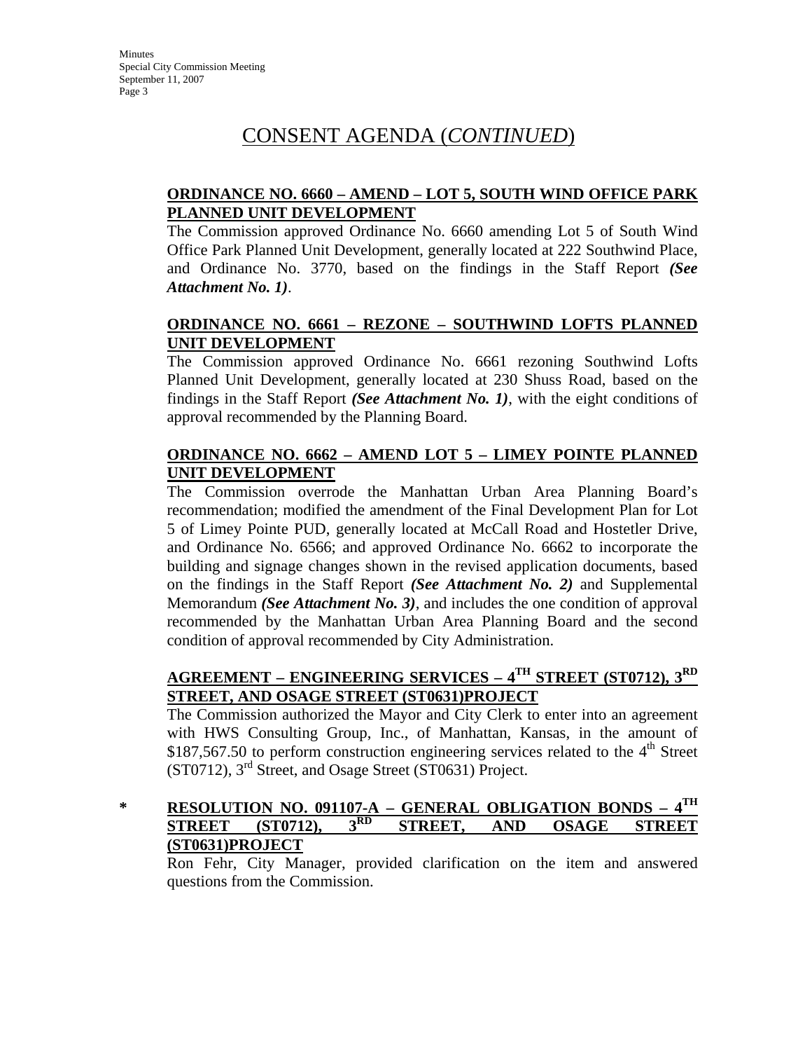# CONSENT AGENDA (*CONTINUED*)

**ORDINANCE NO. 6660 – AMEND – LOT 5, SOUTH WIND OFFICE PARK PLANNED UNIT DEVELOPMENT**

The Commission approved Ordinance No. 6660 amending Lot 5 of South Wind Office Park Planned Unit Development, generally located at 222 Southwind Place, and Ordinance No. 3770, based on the findings in the Staff Report ***(See Attachment No. 1)***.

**ORDINANCE NO. 6661 – REZONE – SOUTHWIND LOFTS PLANNED UNIT DEVELOPMENT**

The Commission approved Ordinance No. 6661 rezoning Southwind Lofts Planned Unit Development, generally located at 230 Shuss Road, based on the findings in the Staff Report ***(See Attachment No. 1)***, with the eight conditions of approval recommended by the Planning Board.

**ORDINANCE NO. 6662 – AMEND LOT 5 – LIMEY POINTE PLANNED UNIT DEVELOPMENT**

The Commission overrode the Manhattan Urban Area Planning Board's recommendation; modified the amendment of the Final Development Plan for Lot 5 of Limey Pointe PUD, generally located at McCall Road and Hostetler Drive, and Ordinance No. 6566; and approved Ordinance No. 6662 to incorporate the building and signage changes shown in the revised application documents, based on the findings in the Staff Report ***(See Attachment No. 2)*** and Supplemental Memorandum ***(See Attachment No. 3)***, and includes the one condition of approval recommended by the Manhattan Urban Area Planning Board and the second condition of approval recommended by City Administration.

**AGREEMENT – ENGINEERING SERVICES – 4TH STREET (ST0712), 3RD STREET, AND OSAGE STREET (ST0631)PROJECT**

The Commission authorized the Mayor and City Clerk to enter into an agreement with HWS Consulting Group, Inc., of Manhattan, Kansas, in the amount of $187,567.50 to perform construction engineering services related to the 4th Street (ST0712), 3rd Street, and Osage Street (ST0631) Project.

\* **RESOLUTION NO. 091107-A – GENERAL OBLIGATION BONDS – 4TH STREET (ST0712), 3RD STREET, AND OSAGE STREET (ST0631)PROJECT**

Ron Fehr, City Manager, provided clarification on the item and answered questions from the Commission.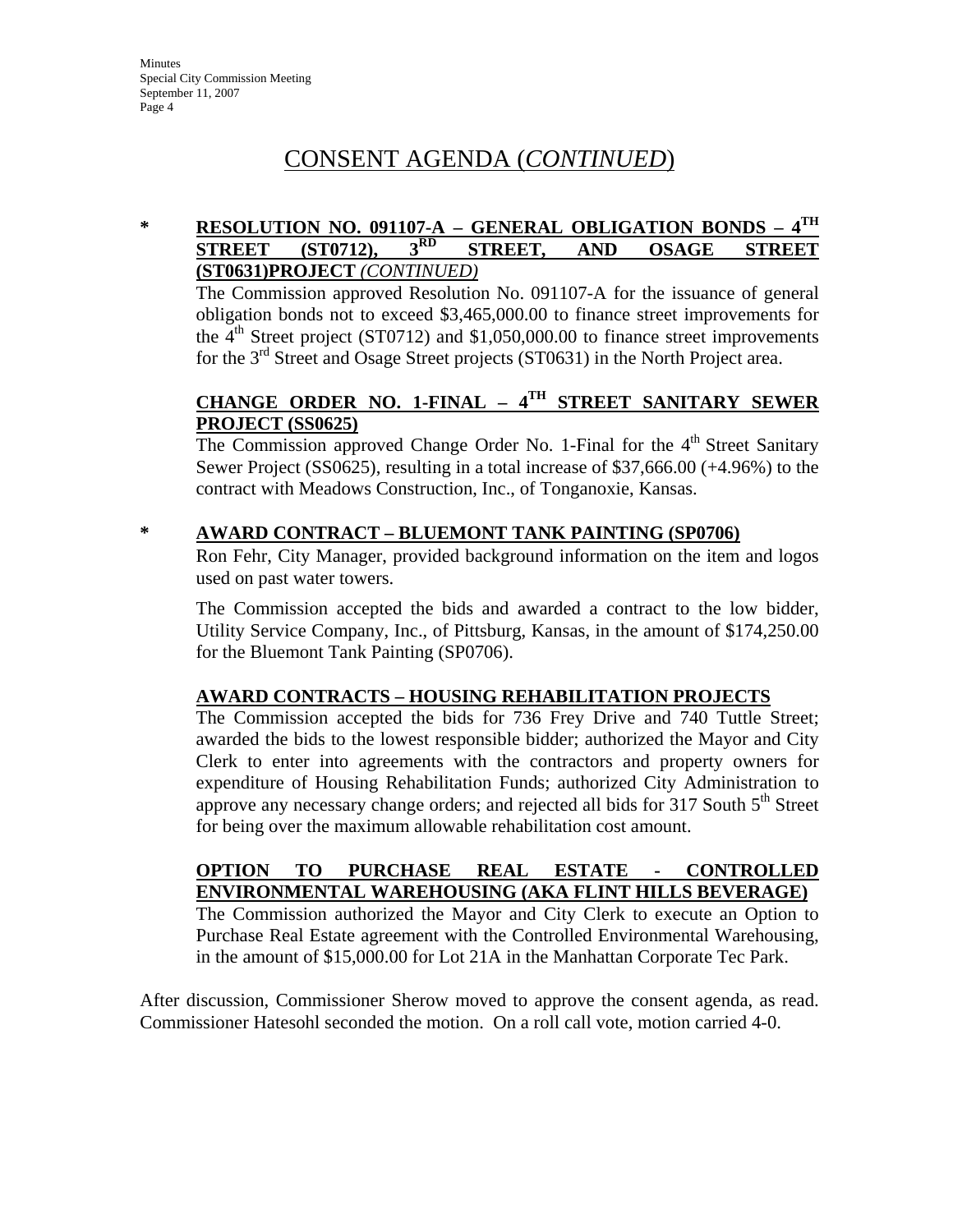# CONSENT AGENDA (*CONTINUED*)

\* **RESOLUTION NO. 091107-A – GENERAL OBLIGATION BONDS – 4TH STREET (ST0712), 3RD STREET, AND OSAGE STREET (ST0631)PROJECT** ***(CONTINUED)***

The Commission approved Resolution No. 091107-A for the issuance of general obligation bonds not to exceed $3,465,000.00 to finance street improvements for the 4th Street project (ST0712) and $1,050,000.00 to finance street improvements for the 3rd Street and Osage Street projects (ST0631) in the North Project area.

**CHANGE ORDER NO. 1-FINAL – 4TH STREET SANITARY SEWER PROJECT (SS0625)**

The Commission approved Change Order No. 1-Final for the 4th Street Sanitary Sewer Project (SS0625), resulting in a total increase of $37,666.00 (+4.96%) to the contract with Meadows Construction, Inc., of Tonganoxie, Kansas.

\* **AWARD CONTRACT – BLUEMONT TANK PAINTING (SP0706)**

Ron Fehr, City Manager, provided background information on the item and logos used on past water towers.

The Commission accepted the bids and awarded a contract to the low bidder, Utility Service Company, Inc., of Pittsburg, Kansas, in the amount of $174,250.00 for the Bluemont Tank Painting (SP0706).

**AWARD CONTRACTS – HOUSING REHABILITATION PROJECTS**

The Commission accepted the bids for 736 Frey Drive and 740 Tuttle Street; awarded the bids to the lowest responsible bidder; authorized the Mayor and City Clerk to enter into agreements with the contractors and property owners for expenditure of Housing Rehabilitation Funds; authorized City Administration to approve any necessary change orders; and rejected all bids for 317 South 5th Street for being over the maximum allowable rehabilitation cost amount.

**OPTION TO PURCHASE REAL ESTATE - CONTROLLED ENVIRONMENTAL WAREHOUSING (AKA FLINT HILLS BEVERAGE)**

The Commission authorized the Mayor and City Clerk to execute an Option to Purchase Real Estate agreement with the Controlled Environmental Warehousing, in the amount of $15,000.00 for Lot 21A in the Manhattan Corporate Tec Park.

After discussion, Commissioner Sherow moved to approve the consent agenda, as read. Commissioner Hatesohl seconded the motion. On a roll call vote, motion carried 4-0.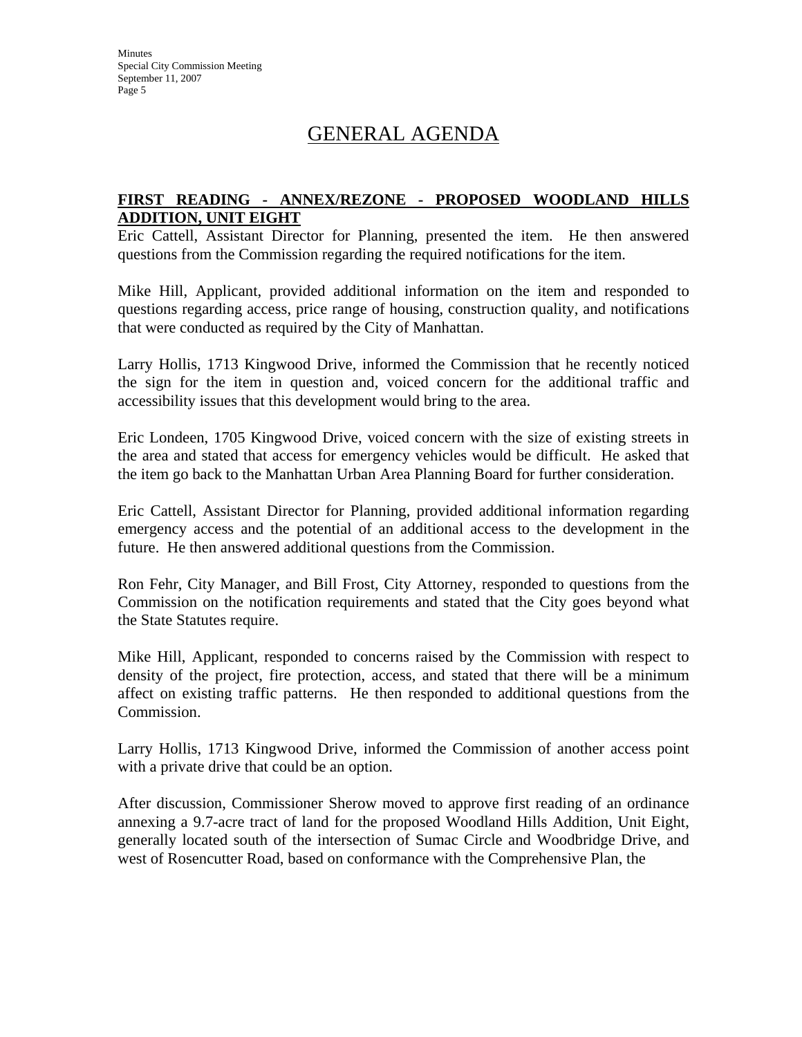# GENERAL AGENDA

**FIRST READING - ANNEX/REZONE - PROPOSED WOODLAND HILLS ADDITION, UNIT EIGHT**

Eric Cattell, Assistant Director for Planning, presented the item. He then answered questions from the Commission regarding the required notifications for the item.

Mike Hill, Applicant, provided additional information on the item and responded to questions regarding access, price range of housing, construction quality, and notifications that were conducted as required by the City of Manhattan.

Larry Hollis, 1713 Kingwood Drive, informed the Commission that he recently noticed the sign for the item in question and, voiced concern for the additional traffic and accessibility issues that this development would bring to the area.

Eric Londeen, 1705 Kingwood Drive, voiced concern with the size of existing streets in the area and stated that access for emergency vehicles would be difficult. He asked that the item go back to the Manhattan Urban Area Planning Board for further consideration.

Eric Cattell, Assistant Director for Planning, provided additional information regarding emergency access and the potential of an additional access to the development in the future. He then answered additional questions from the Commission.

Ron Fehr, City Manager, and Bill Frost, City Attorney, responded to questions from the Commission on the notification requirements and stated that the City goes beyond what the State Statutes require.

Mike Hill, Applicant, responded to concerns raised by the Commission with respect to density of the project, fire protection, access, and stated that there will be a minimum affect on existing traffic patterns. He then responded to additional questions from the Commission.

Larry Hollis, 1713 Kingwood Drive, informed the Commission of another access point with a private drive that could be an option.

After discussion, Commissioner Sherow moved to approve first reading of an ordinance annexing a 9.7-acre tract of land for the proposed Woodland Hills Addition, Unit Eight, generally located south of the intersection of Sumac Circle and Woodbridge Drive, and west of Rosencutter Road, based on conformance with the Comprehensive Plan, the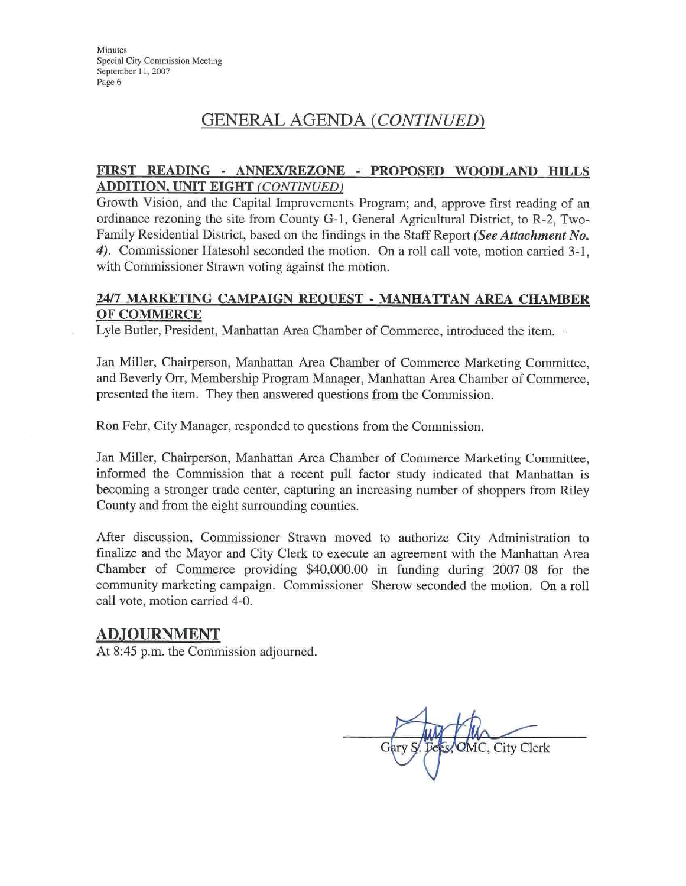## GENERAL AGENDA *(CONTINUED)*

**FIRST READING - ANNEX/REZONE - PROPOSED WOODLAND HILLS ADDITION, UNIT EIGHT *(CONTINUED)***

Growth Vision, and the Capital Improvements Program; and, approve first reading of an ordinance rezoning the site from County G-1, General Agricultural District, to R-2, Two-Family Residential District, based on the findings in the Staff Report ***(See Attachment No. 4)***. Commissioner Hatesohl seconded the motion. On a roll call vote, motion carried 3-1, with Commissioner Strawn voting against the motion.

**24/7 MARKETING CAMPAIGN REQUEST - MANHATTAN AREA CHAMBER OF COMMERCE**

Lyle Butler, President, Manhattan Area Chamber of Commerce, introduced the item.

Jan Miller, Chairperson, Manhattan Area Chamber of Commerce Marketing Committee, and Beverly Orr, Membership Program Manager, Manhattan Area Chamber of Commerce, presented the item. They then answered questions from the Commission.

Ron Fehr, City Manager, responded to questions from the Commission.

Jan Miller, Chairperson, Manhattan Area Chamber of Commerce Marketing Committee, informed the Commission that a recent pull factor study indicated that Manhattan is becoming a stronger trade center, capturing an increasing number of shoppers from Riley County and from the eight surrounding counties.

After discussion, Commissioner Strawn moved to authorize City Administration to finalize and the Mayor and City Clerk to execute an agreement with the Manhattan Area Chamber of Commerce providing $40,000.00 in funding during 2007-08 for the community marketing campaign. Commissioner Sherow seconded the motion. On a roll call vote, motion carried 4-0.

## ADJOURNMENT

At 8:45 p.m. the Commission adjourned.

Gary S. Fees, CMC, City Clerk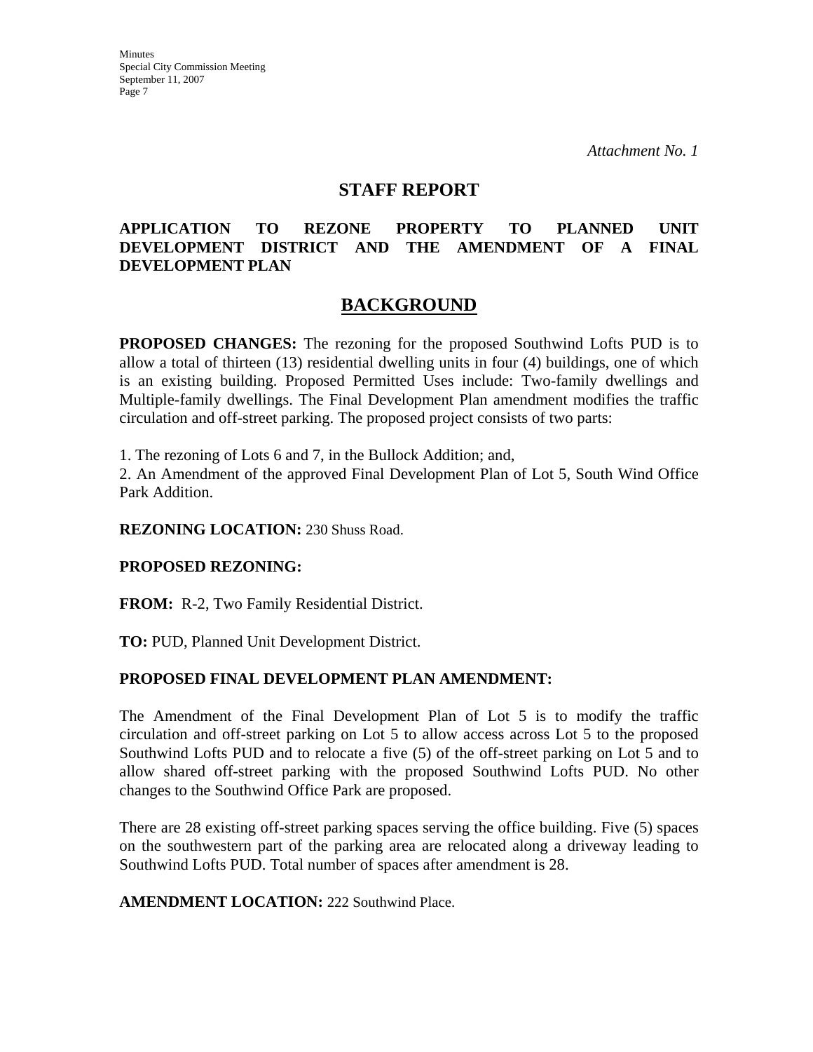*Attachment No. 1*

# STAFF REPORT

## APPLICATION TO REZONE PROPERTY TO PLANNED UNIT DEVELOPMENT DISTRICT AND THE AMENDMENT OF A FINAL DEVELOPMENT PLAN

## BACKGROUND

**PROPOSED CHANGES:** The rezoning for the proposed Southwind Lofts PUD is to allow a total of thirteen (13) residential dwelling units in four (4) buildings, one of which is an existing building. Proposed Permitted Uses include: Two-family dwellings and Multiple-family dwellings. The Final Development Plan amendment modifies the traffic circulation and off-street parking. The proposed project consists of two parts:

1. The rezoning of Lots 6 and 7, in the Bullock Addition; and,
2. An Amendment of the approved Final Development Plan of Lot 5, South Wind Office Park Addition.

**REZONING LOCATION:** 230 Shuss Road.

**PROPOSED REZONING:**

**FROM:** R-2, Two Family Residential District.

**TO:** PUD, Planned Unit Development District.

**PROPOSED FINAL DEVELOPMENT PLAN AMENDMENT:**

The Amendment of the Final Development Plan of Lot 5 is to modify the traffic circulation and off-street parking on Lot 5 to allow access across Lot 5 to the proposed Southwind Lofts PUD and to relocate a five (5) of the off-street parking on Lot 5 and to allow shared off-street parking with the proposed Southwind Lofts PUD. No other changes to the Southwind Office Park are proposed.

There are 28 existing off-street parking spaces serving the office building. Five (5) spaces on the southwestern part of the parking area are relocated along a driveway leading to Southwind Lofts PUD. Total number of spaces after amendment is 28.

**AMENDMENT LOCATION:** 222 Southwind Place.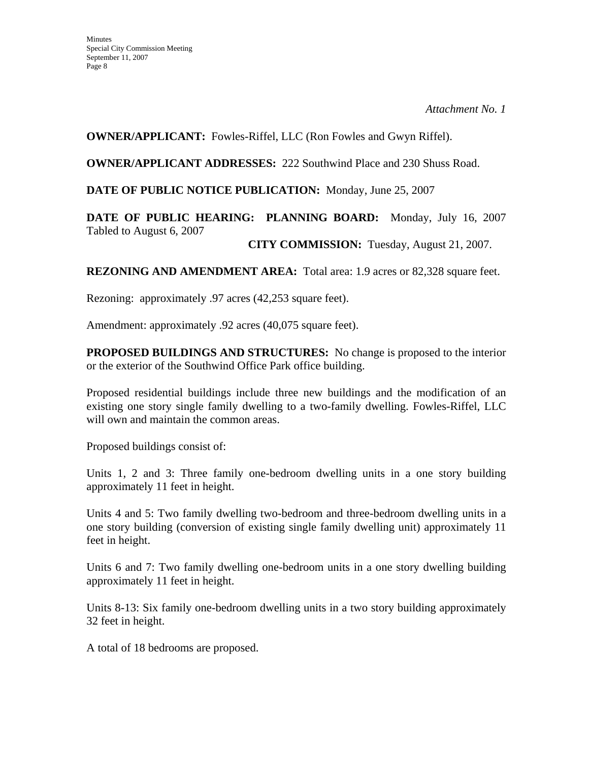*Attachment No. 1*

**OWNER/APPLICANT:** Fowles-Riffel, LLC (Ron Fowles and Gwyn Riffel).

**OWNER/APPLICANT ADDRESSES:** 222 Southwind Place and 230 Shuss Road.

**DATE OF PUBLIC NOTICE PUBLICATION:** Monday, June 25, 2007

**DATE OF PUBLIC HEARING: PLANNING BOARD:** Monday, July 16, 2007 Tabled to August 6, 2007

**CITY COMMISSION:** Tuesday, August 21, 2007.

**REZONING AND AMENDMENT AREA:** Total area: 1.9 acres or 82,328 square feet.

Rezoning: approximately .97 acres (42,253 square feet).

Amendment: approximately .92 acres (40,075 square feet).

**PROPOSED BUILDINGS AND STRUCTURES:** No change is proposed to the interior or the exterior of the Southwind Office Park office building.

Proposed residential buildings include three new buildings and the modification of an existing one story single family dwelling to a two-family dwelling. Fowles-Riffel, LLC will own and maintain the common areas.

Proposed buildings consist of:

Units 1, 2 and 3: Three family one-bedroom dwelling units in a one story building approximately 11 feet in height.

Units 4 and 5: Two family dwelling two-bedroom and three-bedroom dwelling units in a one story building (conversion of existing single family dwelling unit) approximately 11 feet in height.

Units 6 and 7: Two family dwelling one-bedroom units in a one story dwelling building approximately 11 feet in height.

Units 8-13: Six family one-bedroom dwelling units in a two story building approximately 32 feet in height.

A total of 18 bedrooms are proposed.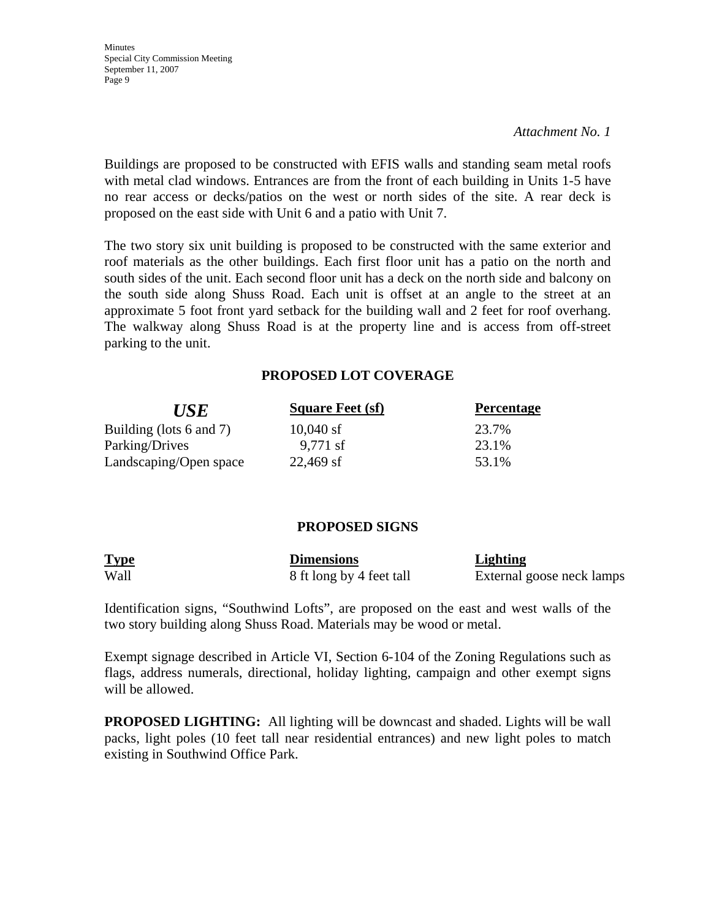*Attachment No. 1*

Buildings are proposed to be constructed with EFIS walls and standing seam metal roofs with metal clad windows. Entrances are from the front of each building in Units 1-5 have no rear access or decks/patios on the west or north sides of the site. A rear deck is proposed on the east side with Unit 6 and a patio with Unit 7.

The two story six unit building is proposed to be constructed with the same exterior and roof materials as the other buildings. Each first floor unit has a patio on the north and south sides of the unit. Each second floor unit has a deck on the north side and balcony on the south side along Shuss Road. Each unit is offset at an angle to the street at an approximate 5 foot front yard setback for the building wall and 2 feet for roof overhang. The walkway along Shuss Road is at the property line and is access from off-street parking to the unit.

**PROPOSED LOT COVERAGE**

| ***USE*** | **Square Feet (sf)** | **Percentage** |
|---|---|---|
| Building (lots 6 and 7) | 10,040 sf | 23.7% |
| Parking/Drives | 9,771 sf | 23.1% |
| Landscaping/Open space | 22,469 sf | 53.1% |

**PROPOSED SIGNS**

| **Type** | **Dimensions** | **Lighting** |
|---|---|---|
| Wall | 8 ft long by 4 feet tall | External goose neck lamps |

Identification signs, "Southwind Lofts", are proposed on the east and west walls of the two story building along Shuss Road. Materials may be wood or metal.

Exempt signage described in Article VI, Section 6-104 of the Zoning Regulations such as flags, address numerals, directional, holiday lighting, campaign and other exempt signs will be allowed.

**PROPOSED LIGHTING:** All lighting will be downcast and shaded. Lights will be wall packs, light poles (10 feet tall near residential entrances) and new light poles to match existing in Southwind Office Park.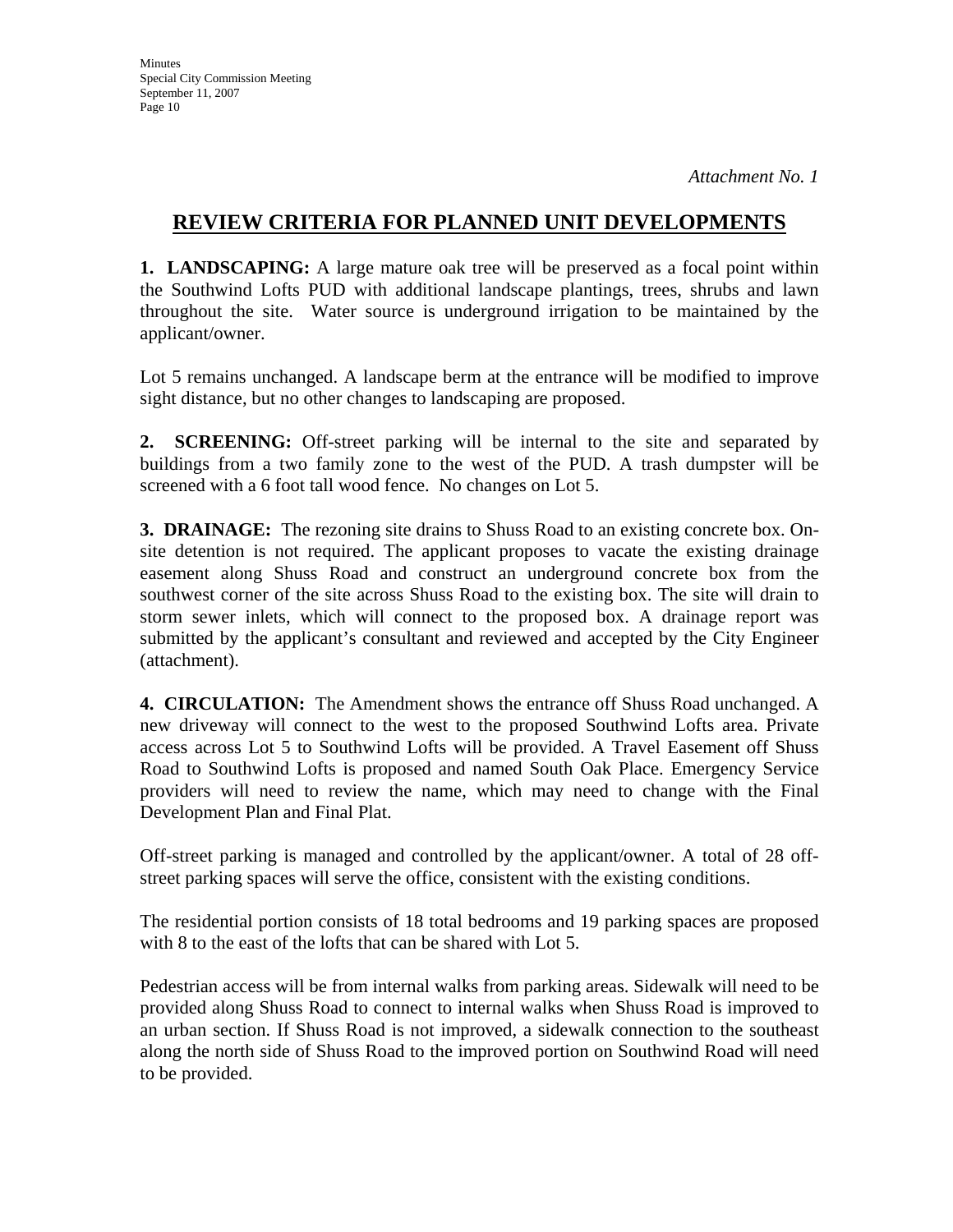*Attachment No. 1*

# REVIEW CRITERIA FOR PLANNED UNIT DEVELOPMENTS

**1. LANDSCAPING:** A large mature oak tree will be preserved as a focal point within the Southwind Lofts PUD with additional landscape plantings, trees, shrubs and lawn throughout the site. Water source is underground irrigation to be maintained by the applicant/owner.

Lot 5 remains unchanged. A landscape berm at the entrance will be modified to improve sight distance, but no other changes to landscaping are proposed.

**2. SCREENING:** Off-street parking will be internal to the site and separated by buildings from a two family zone to the west of the PUD. A trash dumpster will be screened with a 6 foot tall wood fence. No changes on Lot 5.

**3. DRAINAGE:** The rezoning site drains to Shuss Road to an existing concrete box. On-site detention is not required. The applicant proposes to vacate the existing drainage easement along Shuss Road and construct an underground concrete box from the southwest corner of the site across Shuss Road to the existing box. The site will drain to storm sewer inlets, which will connect to the proposed box. A drainage report was submitted by the applicant's consultant and reviewed and accepted by the City Engineer (attachment).

**4. CIRCULATION:** The Amendment shows the entrance off Shuss Road unchanged. A new driveway will connect to the west to the proposed Southwind Lofts area. Private access across Lot 5 to Southwind Lofts will be provided. A Travel Easement off Shuss Road to Southwind Lofts is proposed and named South Oak Place. Emergency Service providers will need to review the name, which may need to change with the Final Development Plan and Final Plat.

Off-street parking is managed and controlled by the applicant/owner. A total of 28 off-street parking spaces will serve the office, consistent with the existing conditions.

The residential portion consists of 18 total bedrooms and 19 parking spaces are proposed with 8 to the east of the lofts that can be shared with Lot 5.

Pedestrian access will be from internal walks from parking areas. Sidewalk will need to be provided along Shuss Road to connect to internal walks when Shuss Road is improved to an urban section. If Shuss Road is not improved, a sidewalk connection to the southeast along the north side of Shuss Road to the improved portion on Southwind Road will need to be provided.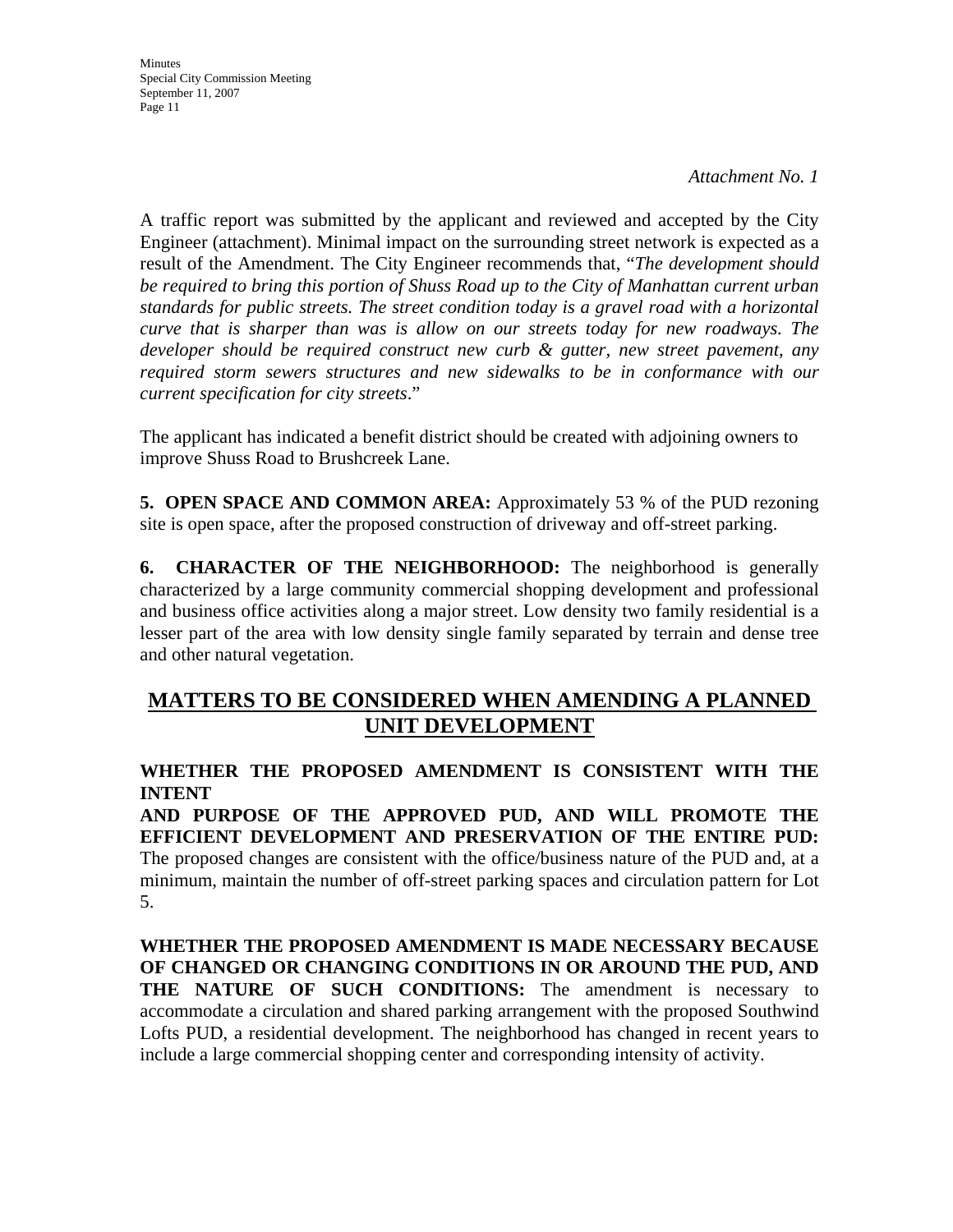*Attachment No. 1*

A traffic report was submitted by the applicant and reviewed and accepted by the City Engineer (attachment). Minimal impact on the surrounding street network is expected as a result of the Amendment. The City Engineer recommends that, "*The development should be required to bring this portion of Shuss Road up to the City of Manhattan current urban standards for public streets. The street condition today is a gravel road with a horizontal curve that is sharper than was is allow on our streets today for new roadways. The developer should be required construct new curb & gutter, new street pavement, any required storm sewers structures and new sidewalks to be in conformance with our current specification for city streets*."

The applicant has indicated a benefit district should be created with adjoining owners to improve Shuss Road to Brushcreek Lane.

**5. OPEN SPACE AND COMMON AREA:** Approximately 53 % of the PUD rezoning site is open space, after the proposed construction of driveway and off-street parking.

**6. CHARACTER OF THE NEIGHBORHOOD:** The neighborhood is generally characterized by a large community commercial shopping development and professional and business office activities along a major street. Low density two family residential is a lesser part of the area with low density single family separated by terrain and dense tree and other natural vegetation.

## MATTERS TO BE CONSIDERED WHEN AMENDING A PLANNED UNIT DEVELOPMENT

**WHETHER THE PROPOSED AMENDMENT IS CONSISTENT WITH THE INTENT AND PURPOSE OF THE APPROVED PUD, AND WILL PROMOTE THE EFFICIENT DEVELOPMENT AND PRESERVATION OF THE ENTIRE PUD:** The proposed changes are consistent with the office/business nature of the PUD and, at a minimum, maintain the number of off-street parking spaces and circulation pattern for Lot 5.

**WHETHER THE PROPOSED AMENDMENT IS MADE NECESSARY BECAUSE OF CHANGED OR CHANGING CONDITIONS IN OR AROUND THE PUD, AND THE NATURE OF SUCH CONDITIONS:** The amendment is necessary to accommodate a circulation and shared parking arrangement with the proposed Southwind Lofts PUD, a residential development. The neighborhood has changed in recent years to include a large commercial shopping center and corresponding intensity of activity.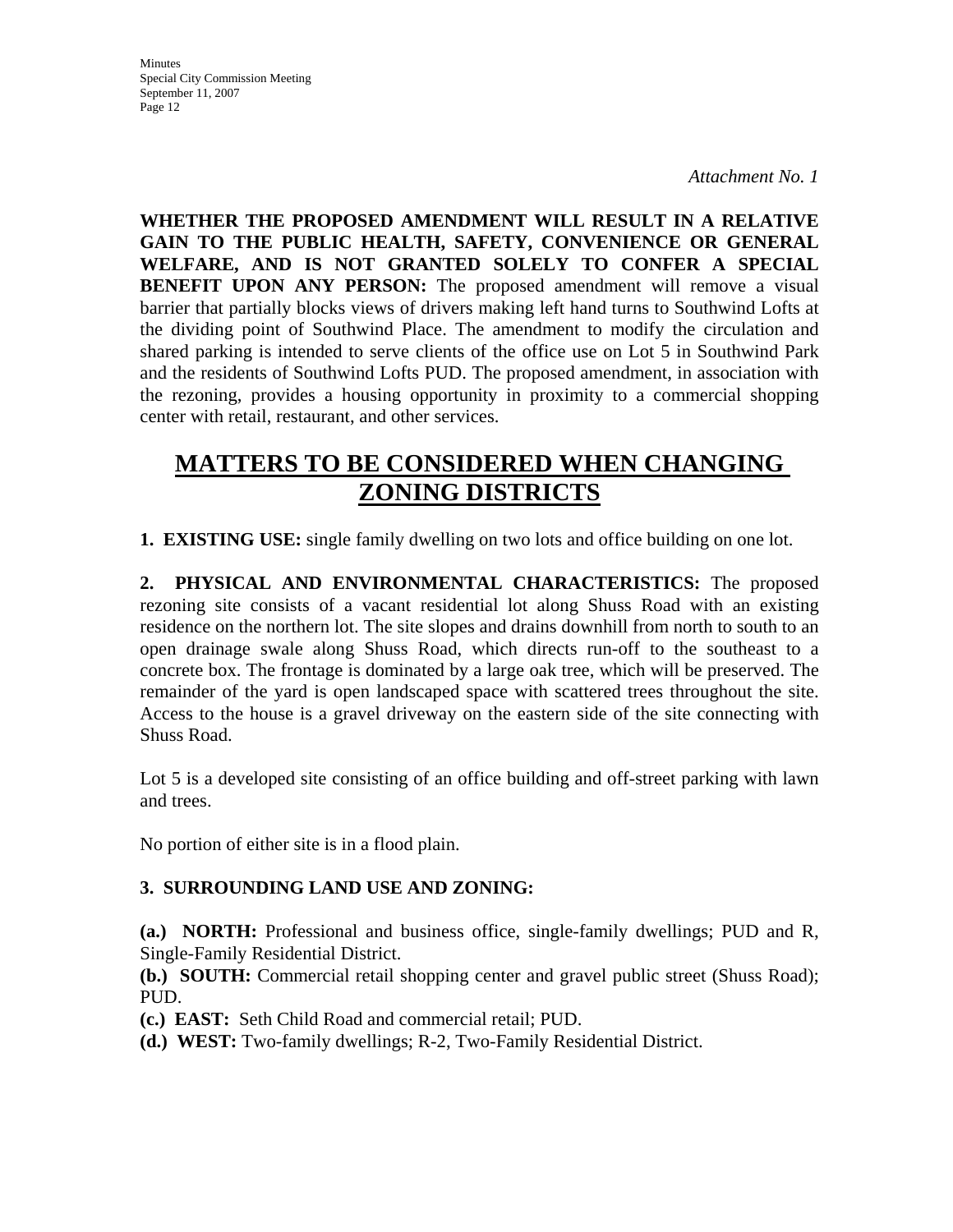*Attachment No. 1*

**WHETHER THE PROPOSED AMENDMENT WILL RESULT IN A RELATIVE GAIN TO THE PUBLIC HEALTH, SAFETY, CONVENIENCE OR GENERAL WELFARE, AND IS NOT GRANTED SOLELY TO CONFER A SPECIAL BENEFIT UPON ANY PERSON:** The proposed amendment will remove a visual barrier that partially blocks views of drivers making left hand turns to Southwind Lofts at the dividing point of Southwind Place. The amendment to modify the circulation and shared parking is intended to serve clients of the office use on Lot 5 in Southwind Park and the residents of Southwind Lofts PUD. The proposed amendment, in association with the rezoning, provides a housing opportunity in proximity to a commercial shopping center with retail, restaurant, and other services.

# MATTERS TO BE CONSIDERED WHEN CHANGING ZONING DISTRICTS

**1. EXISTING USE:** single family dwelling on two lots and office building on one lot.

**2. PHYSICAL AND ENVIRONMENTAL CHARACTERISTICS:** The proposed rezoning site consists of a vacant residential lot along Shuss Road with an existing residence on the northern lot. The site slopes and drains downhill from north to south to an open drainage swale along Shuss Road, which directs run-off to the southeast to a concrete box. The frontage is dominated by a large oak tree, which will be preserved. The remainder of the yard is open landscaped space with scattered trees throughout the site. Access to the house is a gravel driveway on the eastern side of the site connecting with Shuss Road.

Lot 5 is a developed site consisting of an office building and off-street parking with lawn and trees.

No portion of either site is in a flood plain.

**3. SURROUNDING LAND USE AND ZONING:**

**(a.) NORTH:** Professional and business office, single-family dwellings; PUD and R, Single-Family Residential District.
**(b.) SOUTH:** Commercial retail shopping center and gravel public street (Shuss Road); PUD.
**(c.) EAST:** Seth Child Road and commercial retail; PUD.
**(d.) WEST:** Two-family dwellings; R-2, Two-Family Residential District.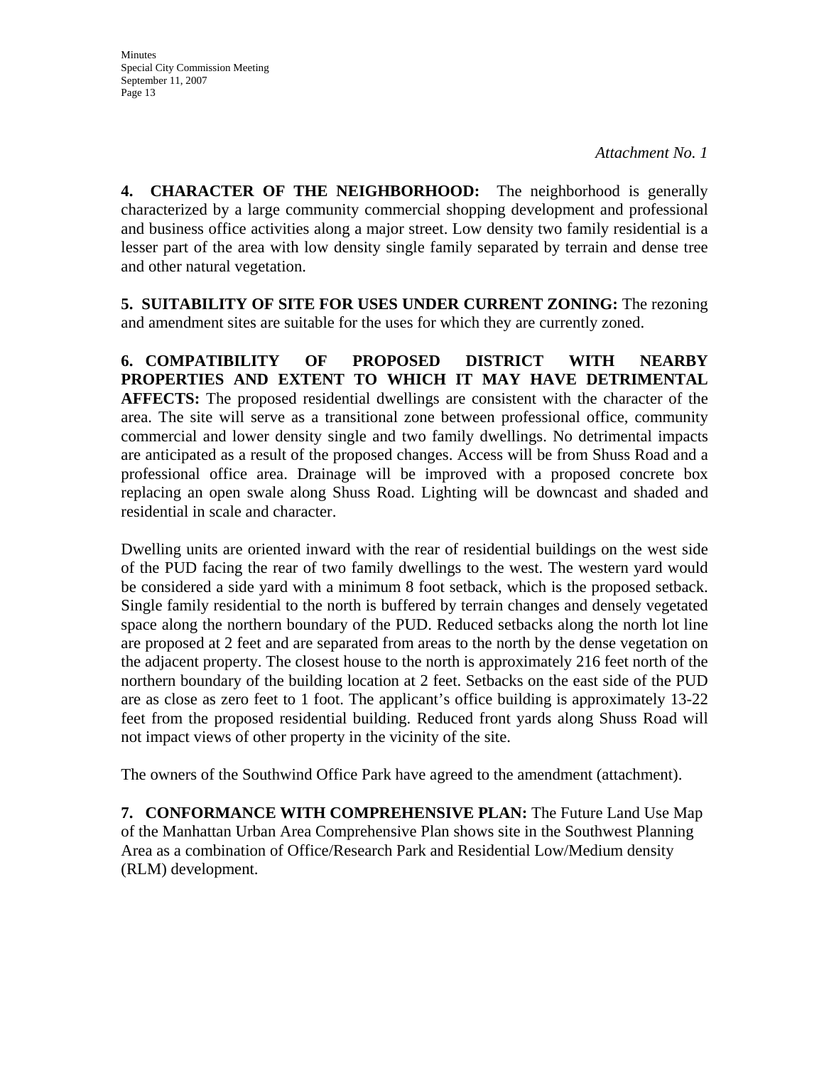*Attachment No. 1*

**4. CHARACTER OF THE NEIGHBORHOOD:** The neighborhood is generally characterized by a large community commercial shopping development and professional and business office activities along a major street. Low density two family residential is a lesser part of the area with low density single family separated by terrain and dense tree and other natural vegetation.

**5. SUITABILITY OF SITE FOR USES UNDER CURRENT ZONING:** The rezoning and amendment sites are suitable for the uses for which they are currently zoned.

**6. COMPATIBILITY OF PROPOSED DISTRICT WITH NEARBY PROPERTIES AND EXTENT TO WHICH IT MAY HAVE DETRIMENTAL AFFECTS:** The proposed residential dwellings are consistent with the character of the area. The site will serve as a transitional zone between professional office, community commercial and lower density single and two family dwellings. No detrimental impacts are anticipated as a result of the proposed changes. Access will be from Shuss Road and a professional office area. Drainage will be improved with a proposed concrete box replacing an open swale along Shuss Road. Lighting will be downcast and shaded and residential in scale and character.

Dwelling units are oriented inward with the rear of residential buildings on the west side of the PUD facing the rear of two family dwellings to the west. The western yard would be considered a side yard with a minimum 8 foot setback, which is the proposed setback. Single family residential to the north is buffered by terrain changes and densely vegetated space along the northern boundary of the PUD. Reduced setbacks along the north lot line are proposed at 2 feet and are separated from areas to the north by the dense vegetation on the adjacent property. The closest house to the north is approximately 216 feet north of the northern boundary of the building location at 2 feet. Setbacks on the east side of the PUD are as close as zero feet to 1 foot. The applicant's office building is approximately 13-22 feet from the proposed residential building. Reduced front yards along Shuss Road will not impact views of other property in the vicinity of the site.

The owners of the Southwind Office Park have agreed to the amendment (attachment).

**7. CONFORMANCE WITH COMPREHENSIVE PLAN:** The Future Land Use Map of the Manhattan Urban Area Comprehensive Plan shows site in the Southwest Planning Area as a combination of Office/Research Park and Residential Low/Medium density (RLM) development.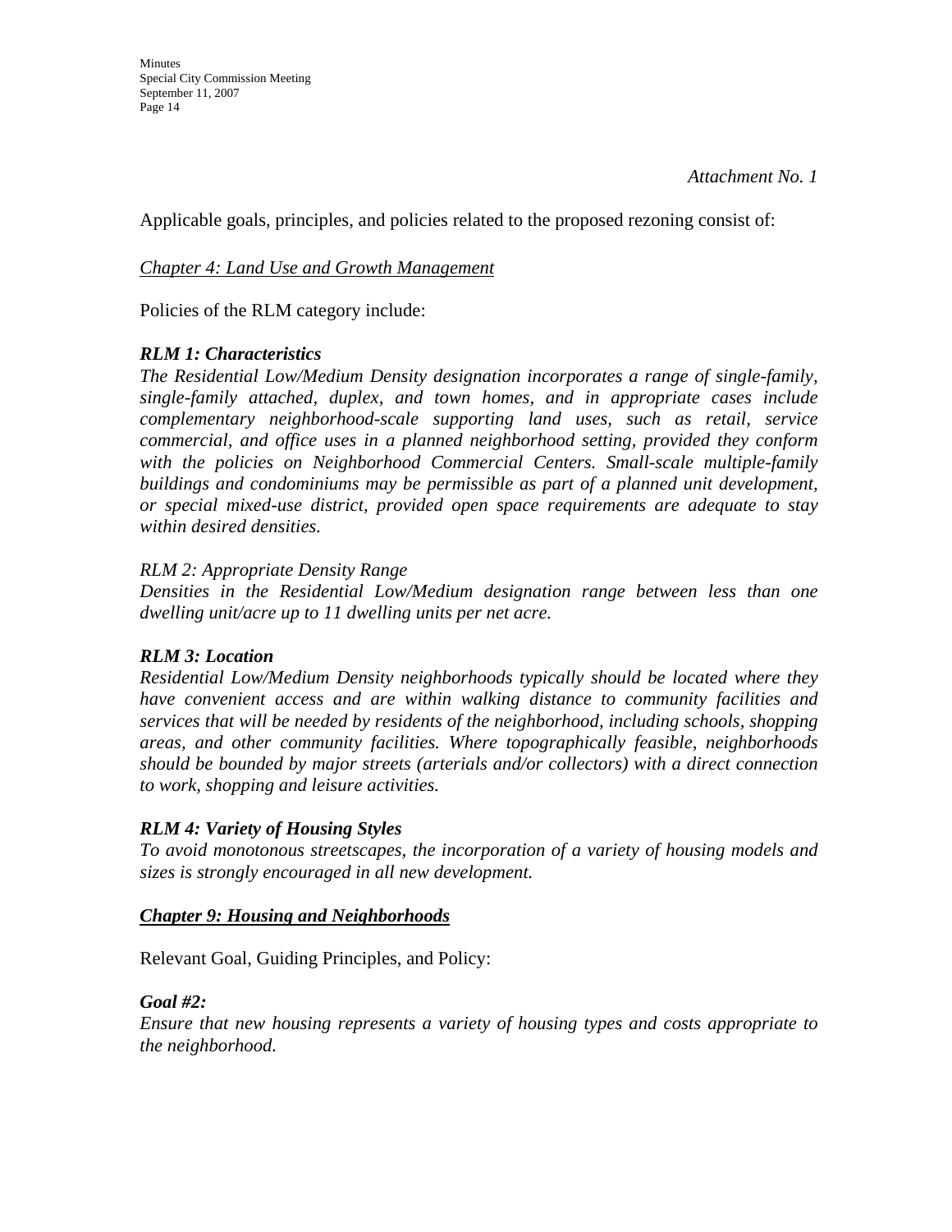*Attachment No. 1*

Applicable goals, principles, and policies related to the proposed rezoning consist of:

<u>*Chapter 4: Land Use and Growth Management*</u>

Policies of the RLM category include:

***RLM 1: Characteristics***
***The Residential Low/Medium Density designation incorporates a range of single-family, single-family attached, duplex, and town homes, and in appropriate cases include complementary neighborhood-scale supporting land uses, such as retail, service commercial, and office uses in a planned neighborhood setting, provided they conform with the policies on Neighborhood Commercial Centers. Small-scale multiple-family buildings and condominiums may be permissible as part of a planned unit development, or special mixed-use district, provided open space requirements are adequate to stay within desired densities.***

*RLM 2: Appropriate Density Range*
*Densities in the Residential Low/Medium designation range between less than one dwelling unit/acre up to 11 dwelling units per net acre.*

***RLM 3: Location***
***Residential Low/Medium Density neighborhoods typically should be located where they have convenient access and are within walking distance to community facilities and services that will be needed by residents of the neighborhood, including schools, shopping areas, and other community facilities. Where topographically feasible, neighborhoods should be bounded by major streets (arterials and/or collectors) with a direct connection to work, shopping and leisure activities.***

***RLM 4: Variety of Housing Styles***
***To avoid monotonous streetscapes, the incorporation of a variety of housing models and sizes is strongly encouraged in all new development.***

<u>***Chapter 9: Housing and Neighborhoods***</u>

Relevant Goal, Guiding Principles, and Policy:

***Goal #2:***
***Ensure that new housing represents a variety of housing types and costs appropriate to the neighborhood.***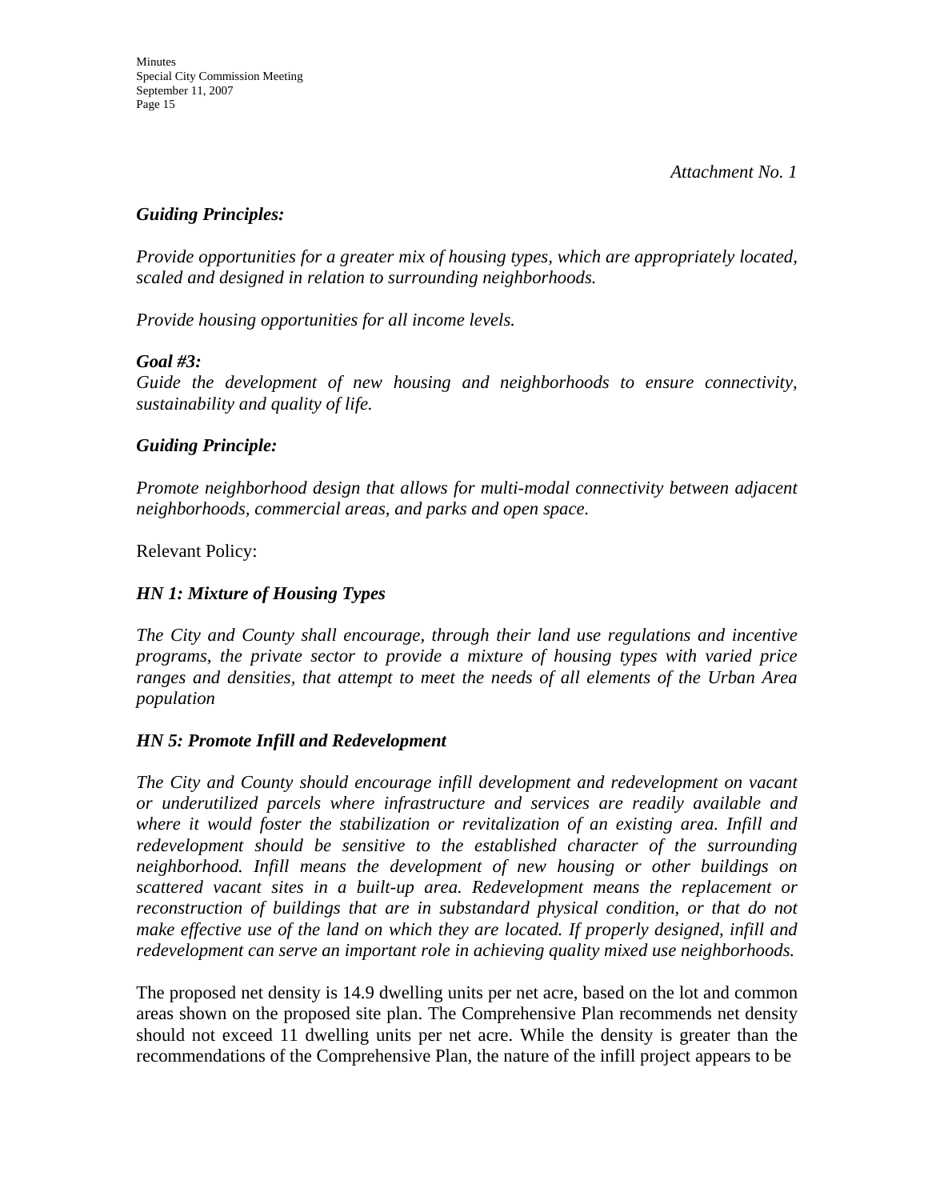*Attachment No. 1*

***Guiding Principles:***

*Provide opportunities for a greater mix of housing types, which are appropriately located, scaled and designed in relation to surrounding neighborhoods.*

*Provide housing opportunities for all income levels.*

***Goal #3:***
*Guide the development of new housing and neighborhoods to ensure connectivity, sustainability and quality of life.*

***Guiding Principle:***

*Promote neighborhood design that allows for multi-modal connectivity between adjacent neighborhoods, commercial areas, and parks and open space.*

Relevant Policy:

***HN 1: Mixture of Housing Types***

*The City and County shall encourage, through their land use regulations and incentive programs, the private sector to provide a mixture of housing types with varied price ranges and densities, that attempt to meet the needs of all elements of the Urban Area population*

***HN 5: Promote Infill and Redevelopment***

*The City and County should encourage infill development and redevelopment on vacant or underutilized parcels where infrastructure and services are readily available and where it would foster the stabilization or revitalization of an existing area. Infill and redevelopment should be sensitive to the established character of the surrounding neighborhood. Infill means the development of new housing or other buildings on scattered vacant sites in a built-up area. Redevelopment means the replacement or reconstruction of buildings that are in substandard physical condition, or that do not make effective use of the land on which they are located. If properly designed, infill and redevelopment can serve an important role in achieving quality mixed use neighborhoods.*

The proposed net density is 14.9 dwelling units per net acre, based on the lot and common areas shown on the proposed site plan. The Comprehensive Plan recommends net density should not exceed 11 dwelling units per net acre. While the density is greater than the recommendations of the Comprehensive Plan, the nature of the infill project appears to be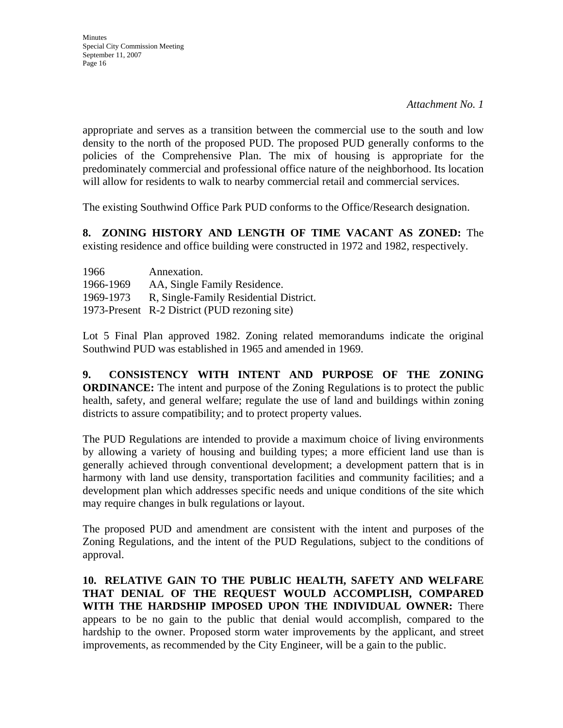*Attachment No. 1*

appropriate and serves as a transition between the commercial use to the south and low density to the north of the proposed PUD. The proposed PUD generally conforms to the policies of the Comprehensive Plan. The mix of housing is appropriate for the predominately commercial and professional office nature of the neighborhood. Its location will allow for residents to walk to nearby commercial retail and commercial services.

The existing Southwind Office Park PUD conforms to the Office/Research designation.

**8. ZONING HISTORY AND LENGTH OF TIME VACANT AS ZONED:** The existing residence and office building were constructed in 1972 and 1982, respectively.

| | |
|---|---|
| 1966 | Annexation. |
| 1966-1969 | AA, Single Family Residence. |
| 1969-1973 | R, Single-Family Residential District. |
| 1973-Present | R-2 District (PUD rezoning site) |

Lot 5 Final Plan approved 1982. Zoning related memorandums indicate the original Southwind PUD was established in 1965 and amended in 1969.

**9. CONSISTENCY WITH INTENT AND PURPOSE OF THE ZONING ORDINANCE:** The intent and purpose of the Zoning Regulations is to protect the public health, safety, and general welfare; regulate the use of land and buildings within zoning districts to assure compatibility; and to protect property values.

The PUD Regulations are intended to provide a maximum choice of living environments by allowing a variety of housing and building types; a more efficient land use than is generally achieved through conventional development; a development pattern that is in harmony with land use density, transportation facilities and community facilities; and a development plan which addresses specific needs and unique conditions of the site which may require changes in bulk regulations or layout.

The proposed PUD and amendment are consistent with the intent and purposes of the Zoning Regulations, and the intent of the PUD Regulations, subject to the conditions of approval.

**10. RELATIVE GAIN TO THE PUBLIC HEALTH, SAFETY AND WELFARE THAT DENIAL OF THE REQUEST WOULD ACCOMPLISH, COMPARED WITH THE HARDSHIP IMPOSED UPON THE INDIVIDUAL OWNER:** There appears to be no gain to the public that denial would accomplish, compared to the hardship to the owner. Proposed storm water improvements by the applicant, and street improvements, as recommended by the City Engineer, will be a gain to the public.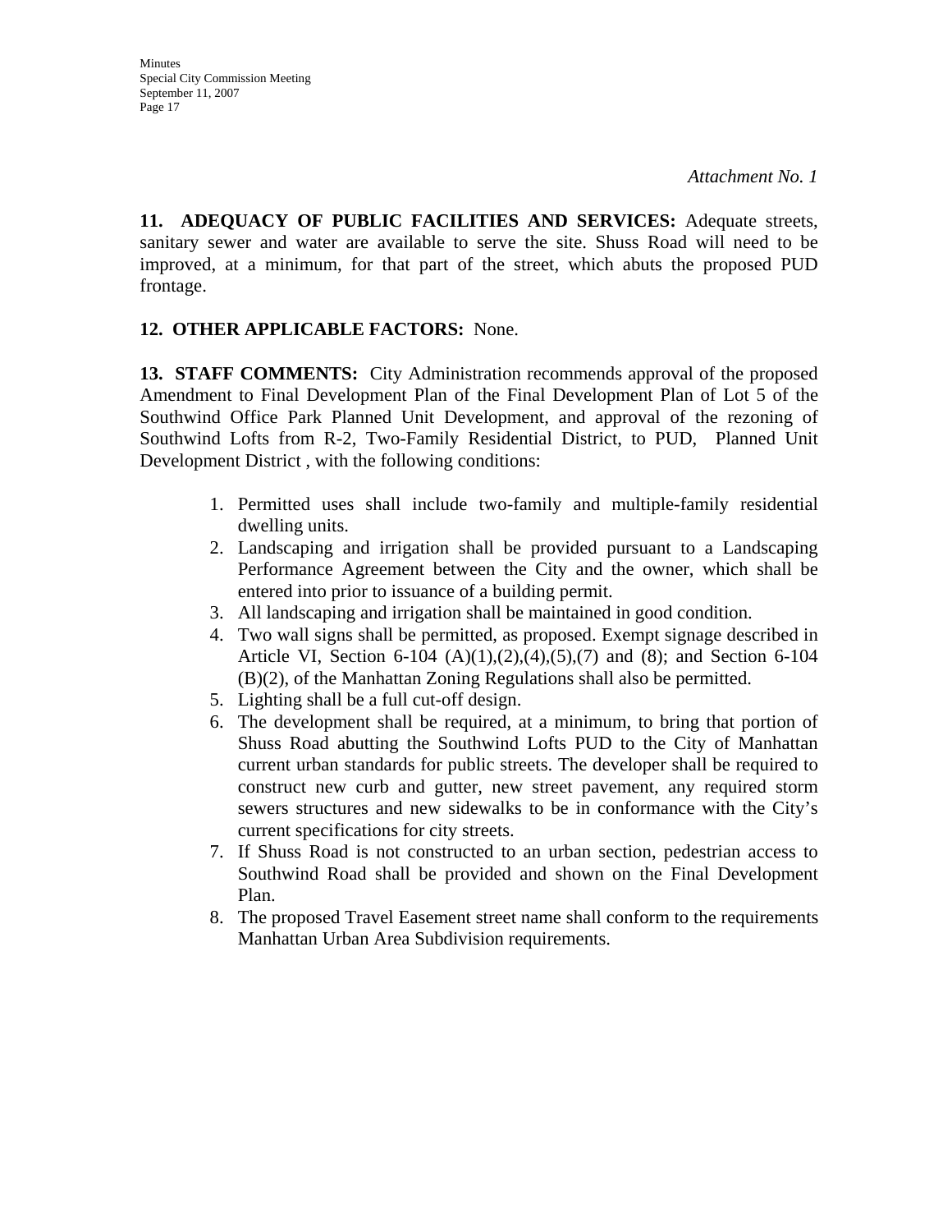*Attachment No. 1*

**11. ADEQUACY OF PUBLIC FACILITIES AND SERVICES:** Adequate streets, sanitary sewer and water are available to serve the site. Shuss Road will need to be improved, at a minimum, for that part of the street, which abuts the proposed PUD frontage.

**12. OTHER APPLICABLE FACTORS:** None.

**13. STAFF COMMENTS:** City Administration recommends approval of the proposed Amendment to Final Development Plan of the Final Development Plan of Lot 5 of the Southwind Office Park Planned Unit Development, and approval of the rezoning of Southwind Lofts from R-2, Two-Family Residential District, to PUD, Planned Unit Development District , with the following conditions:

1. Permitted uses shall include two-family and multiple-family residential dwelling units.
2. Landscaping and irrigation shall be provided pursuant to a Landscaping Performance Agreement between the City and the owner, which shall be entered into prior to issuance of a building permit.
3. All landscaping and irrigation shall be maintained in good condition.
4. Two wall signs shall be permitted, as proposed. Exempt signage described in Article VI, Section 6-104 (A)(1),(2),(4),(5),(7) and (8); and Section 6-104 (B)(2), of the Manhattan Zoning Regulations shall also be permitted.
5. Lighting shall be a full cut-off design.
6. The development shall be required, at a minimum, to bring that portion of Shuss Road abutting the Southwind Lofts PUD to the City of Manhattan current urban standards for public streets. The developer shall be required to construct new curb and gutter, new street pavement, any required storm sewers structures and new sidewalks to be in conformance with the City's current specifications for city streets.
7. If Shuss Road is not constructed to an urban section, pedestrian access to Southwind Road shall be provided and shown on the Final Development Plan.
8. The proposed Travel Easement street name shall conform to the requirements Manhattan Urban Area Subdivision requirements.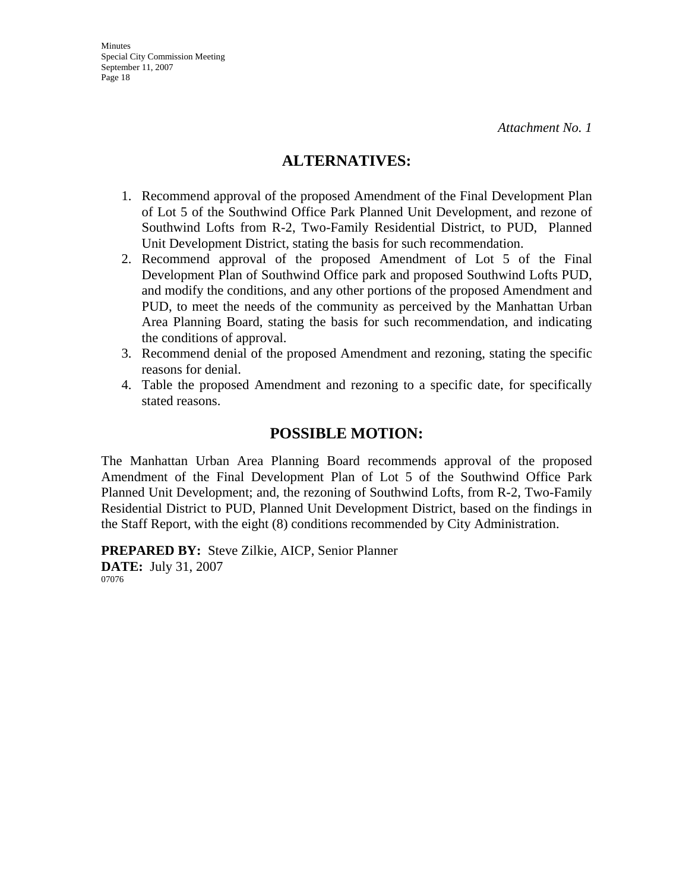*Attachment No. 1*

## ALTERNATIVES:

1. Recommend approval of the proposed Amendment of the Final Development Plan of Lot 5 of the Southwind Office Park Planned Unit Development, and rezone of Southwind Lofts from R-2, Two-Family Residential District, to PUD, Planned Unit Development District, stating the basis for such recommendation.
2. Recommend approval of the proposed Amendment of Lot 5 of the Final Development Plan of Southwind Office park and proposed Southwind Lofts PUD, and modify the conditions, and any other portions of the proposed Amendment and PUD, to meet the needs of the community as perceived by the Manhattan Urban Area Planning Board, stating the basis for such recommendation, and indicating the conditions of approval.
3. Recommend denial of the proposed Amendment and rezoning, stating the specific reasons for denial.
4. Table the proposed Amendment and rezoning to a specific date, for specifically stated reasons.

## POSSIBLE MOTION:

The Manhattan Urban Area Planning Board recommends approval of the proposed Amendment of the Final Development Plan of Lot 5 of the Southwind Office Park Planned Unit Development; and, the rezoning of Southwind Lofts, from R-2, Two-Family Residential District to PUD, Planned Unit Development District, based on the findings in the Staff Report, with the eight (8) conditions recommended by City Administration.

**PREPARED BY:** Steve Zilkie, AICP, Senior Planner
**DATE:** July 31, 2007
07076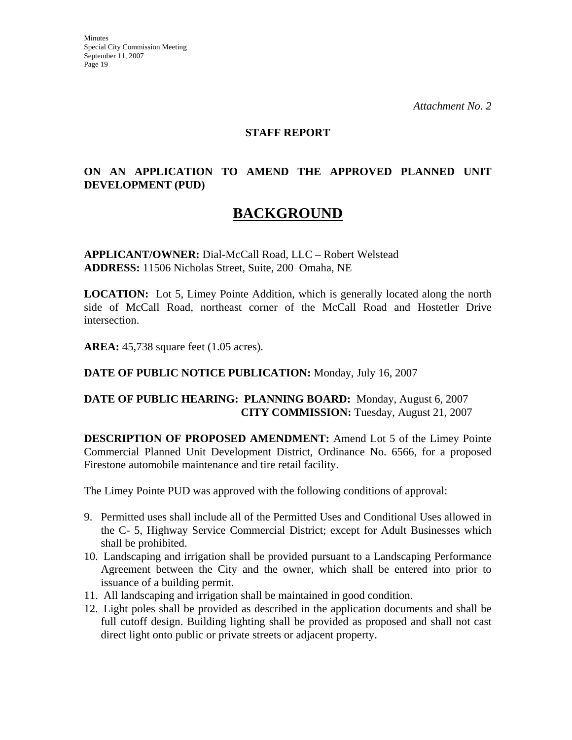*Attachment No. 2*

**STAFF REPORT**

**ON AN APPLICATION TO AMEND THE APPROVED PLANNED UNIT DEVELOPMENT (PUD)**

# BACKGROUND

**APPLICANT/OWNER:** Dial-McCall Road, LLC – Robert Welstead
**ADDRESS:** 11506 Nicholas Street, Suite, 200 Omaha, NE

**LOCATION:** Lot 5, Limey Pointe Addition, which is generally located along the north side of McCall Road, northeast corner of the McCall Road and Hostetler Drive intersection.

**AREA:** 45,738 square feet (1.05 acres).

**DATE OF PUBLIC NOTICE PUBLICATION:** Monday, July 16, 2007

**DATE OF PUBLIC HEARING: PLANNING BOARD:** Monday, August 6, 2007
**CITY COMMISSION:** Tuesday, August 21, 2007

**DESCRIPTION OF PROPOSED AMENDMENT:** Amend Lot 5 of the Limey Pointe Commercial Planned Unit Development District, Ordinance No. 6566, for a proposed Firestone automobile maintenance and tire retail facility.

The Limey Pointe PUD was approved with the following conditions of approval:

9. Permitted uses shall include all of the Permitted Uses and Conditional Uses allowed in the C- 5, Highway Service Commercial District; except for Adult Businesses which shall be prohibited.
10. Landscaping and irrigation shall be provided pursuant to a Landscaping Performance Agreement between the City and the owner, which shall be entered into prior to issuance of a building permit.
11. All landscaping and irrigation shall be maintained in good condition.
12. Light poles shall be provided as described in the application documents and shall be full cutoff design. Building lighting shall be provided as proposed and shall not cast direct light onto public or private streets or adjacent property.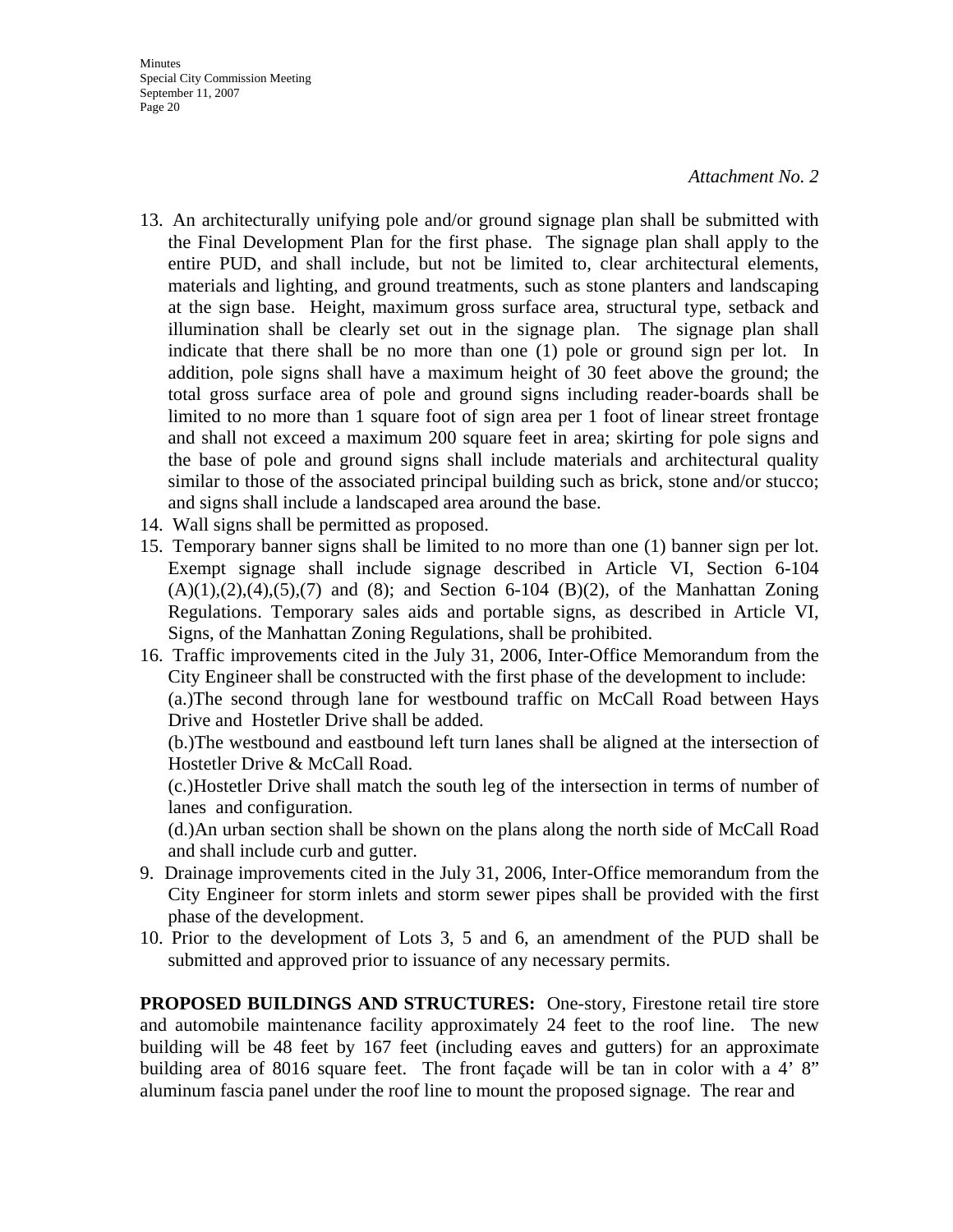*Attachment No. 2*

13. An architecturally unifying pole and/or ground signage plan shall be submitted with the Final Development Plan for the first phase. The signage plan shall apply to the entire PUD, and shall include, but not be limited to, clear architectural elements, materials and lighting, and ground treatments, such as stone planters and landscaping at the sign base. Height, maximum gross surface area, structural type, setback and illumination shall be clearly set out in the signage plan. The signage plan shall indicate that there shall be no more than one (1) pole or ground sign per lot. In addition, pole signs shall have a maximum height of 30 feet above the ground; the total gross surface area of pole and ground signs including reader-boards shall be limited to no more than 1 square foot of sign area per 1 foot of linear street frontage and shall not exceed a maximum 200 square feet in area; skirting for pole signs and the base of pole and ground signs shall include materials and architectural quality similar to those of the associated principal building such as brick, stone and/or stucco; and signs shall include a landscaped area around the base.
14. Wall signs shall be permitted as proposed.
15. Temporary banner signs shall be limited to no more than one (1) banner sign per lot. Exempt signage shall include signage described in Article VI, Section 6-104 (A)(1),(2),(4),(5),(7) and (8); and Section 6-104 (B)(2), of the Manhattan Zoning Regulations. Temporary sales aids and portable signs, as described in Article VI, Signs, of the Manhattan Zoning Regulations, shall be prohibited.
16. Traffic improvements cited in the July 31, 2006, Inter-Office Memorandum from the City Engineer shall be constructed with the first phase of the development to include:
    (a.)The second through lane for westbound traffic on McCall Road between Hays Drive and Hostetler Drive shall be added.
    (b.)The westbound and eastbound left turn lanes shall be aligned at the intersection of Hostetler Drive & McCall Road.
    (c.)Hostetler Drive shall match the south leg of the intersection in terms of number of lanes and configuration.
    (d.)An urban section shall be shown on the plans along the north side of McCall Road and shall include curb and gutter.
9. Drainage improvements cited in the July 31, 2006, Inter-Office memorandum from the City Engineer for storm inlets and storm sewer pipes shall be provided with the first phase of the development.
10. Prior to the development of Lots 3, 5 and 6, an amendment of the PUD shall be submitted and approved prior to issuance of any necessary permits.

**PROPOSED BUILDINGS AND STRUCTURES:** One-story, Firestone retail tire store and automobile maintenance facility approximately 24 feet to the roof line. The new building will be 48 feet by 167 feet (including eaves and gutters) for an approximate building area of 8016 square feet. The front façade will be tan in color with a 4' 8" aluminum fascia panel under the roof line to mount the proposed signage. The rear and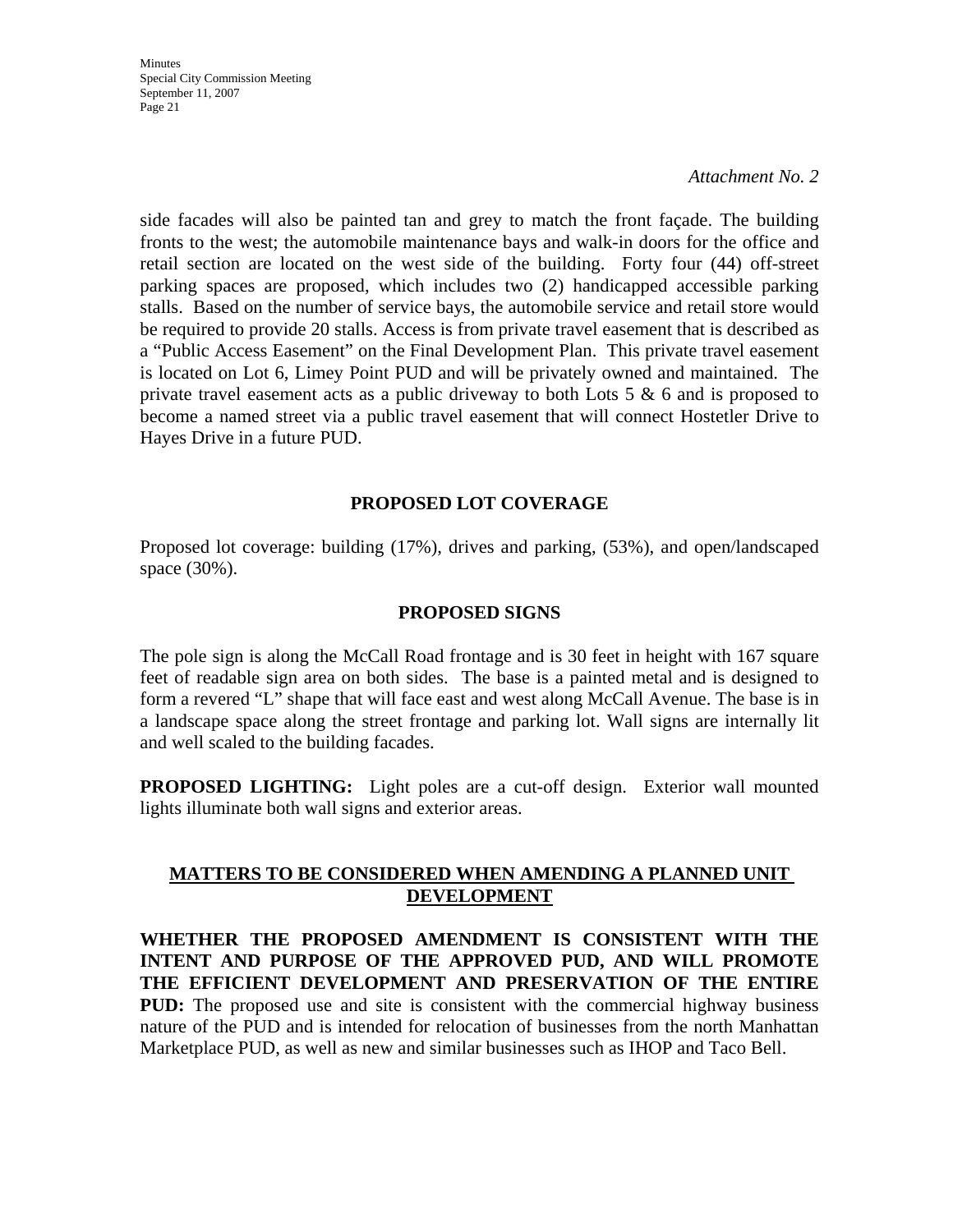*Attachment No. 2*

side facades will also be painted tan and grey to match the front façade. The building fronts to the west; the automobile maintenance bays and walk-in doors for the office and retail section are located on the west side of the building. Forty four (44) off-street parking spaces are proposed, which includes two (2) handicapped accessible parking stalls. Based on the number of service bays, the automobile service and retail store would be required to provide 20 stalls. Access is from private travel easement that is described as a "Public Access Easement" on the Final Development Plan. This private travel easement is located on Lot 6, Limey Point PUD and will be privately owned and maintained. The private travel easement acts as a public driveway to both Lots 5 & 6 and is proposed to become a named street via a public travel easement that will connect Hostetler Drive to Hayes Drive in a future PUD.

**PROPOSED LOT COVERAGE**

Proposed lot coverage: building (17%), drives and parking, (53%), and open/landscaped space (30%).

**PROPOSED SIGNS**

The pole sign is along the McCall Road frontage and is 30 feet in height with 167 square feet of readable sign area on both sides. The base is a painted metal and is designed to form a revered "L" shape that will face east and west along McCall Avenue. The base is in a landscape space along the street frontage and parking lot. Wall signs are internally lit and well scaled to the building facades.

**PROPOSED LIGHTING:** Light poles are a cut-off design. Exterior wall mounted lights illuminate both wall signs and exterior areas.

**<u>MATTERS TO BE CONSIDERED WHEN AMENDING A PLANNED UNIT DEVELOPMENT</u>**

**WHETHER THE PROPOSED AMENDMENT IS CONSISTENT WITH THE INTENT AND PURPOSE OF THE APPROVED PUD, AND WILL PROMOTE THE EFFICIENT DEVELOPMENT AND PRESERVATION OF THE ENTIRE PUD:** The proposed use and site is consistent with the commercial highway business nature of the PUD and is intended for relocation of businesses from the north Manhattan Marketplace PUD, as well as new and similar businesses such as IHOP and Taco Bell.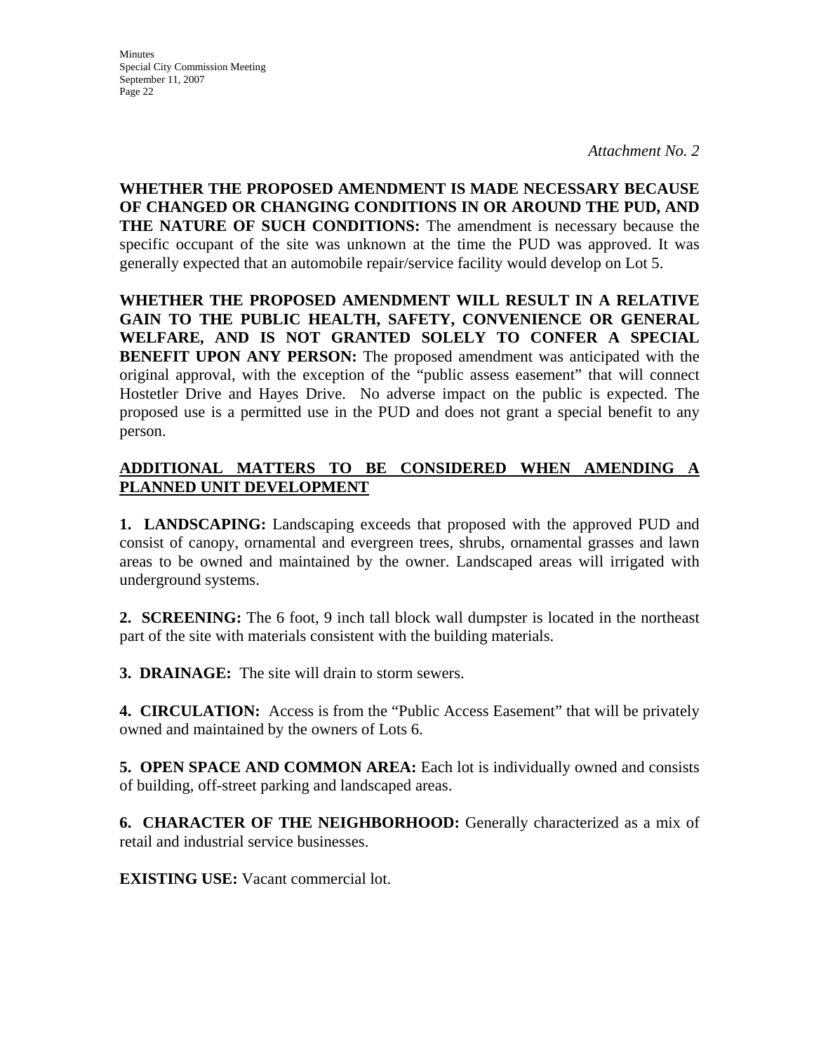*Attachment No. 2*

**WHETHER THE PROPOSED AMENDMENT IS MADE NECESSARY BECAUSE OF CHANGED OR CHANGING CONDITIONS IN OR AROUND THE PUD, AND THE NATURE OF SUCH CONDITIONS:** The amendment is necessary because the specific occupant of the site was unknown at the time the PUD was approved. It was generally expected that an automobile repair/service facility would develop on Lot 5.

**WHETHER THE PROPOSED AMENDMENT WILL RESULT IN A RELATIVE GAIN TO THE PUBLIC HEALTH, SAFETY, CONVENIENCE OR GENERAL WELFARE, AND IS NOT GRANTED SOLELY TO CONFER A SPECIAL BENEFIT UPON ANY PERSON:** The proposed amendment was anticipated with the original approval, with the exception of the "public assess easement" that will connect Hostetler Drive and Hayes Drive. No adverse impact on the public is expected. The proposed use is a permitted use in the PUD and does not grant a special benefit to any person.

## ADDITIONAL MATTERS TO BE CONSIDERED WHEN AMENDING A PLANNED UNIT DEVELOPMENT

**1. LANDSCAPING:** Landscaping exceeds that proposed with the approved PUD and consist of canopy, ornamental and evergreen trees, shrubs, ornamental grasses and lawn areas to be owned and maintained by the owner. Landscaped areas will irrigated with underground systems.

**2. SCREENING:** The 6 foot, 9 inch tall block wall dumpster is located in the northeast part of the site with materials consistent with the building materials.

**3. DRAINAGE:** The site will drain to storm sewers.

**4. CIRCULATION:** Access is from the "Public Access Easement" that will be privately owned and maintained by the owners of Lots 6.

**5. OPEN SPACE AND COMMON AREA:** Each lot is individually owned and consists of building, off-street parking and landscaped areas.

**6. CHARACTER OF THE NEIGHBORHOOD:** Generally characterized as a mix of retail and industrial service businesses.

**EXISTING USE:** Vacant commercial lot.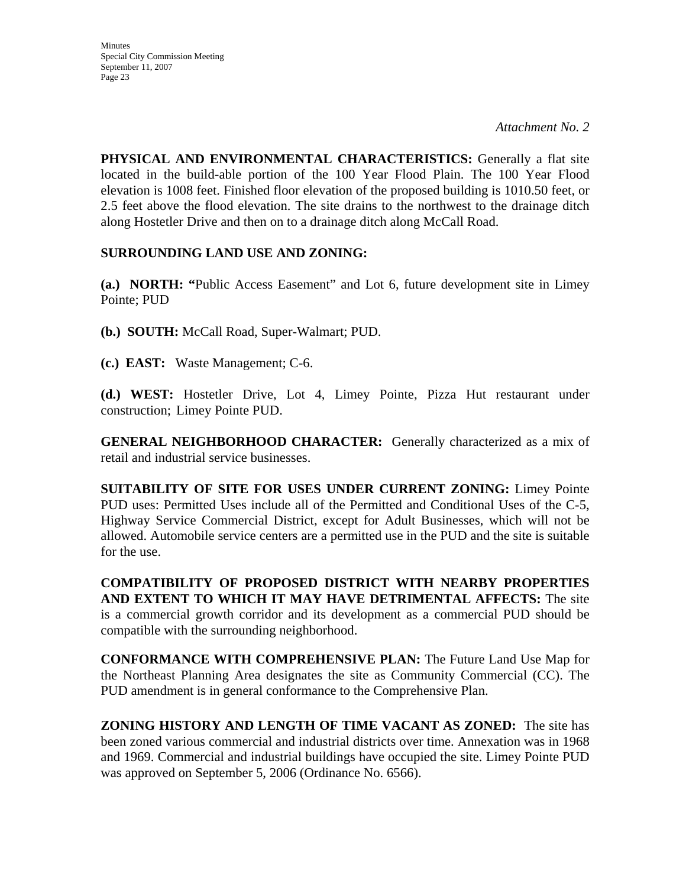*Attachment No. 2*

**PHYSICAL AND ENVIRONMENTAL CHARACTERISTICS:** Generally a flat site located in the build-able portion of the 100 Year Flood Plain. The 100 Year Flood elevation is 1008 feet. Finished floor elevation of the proposed building is 1010.50 feet, or 2.5 feet above the flood elevation. The site drains to the northwest to the drainage ditch along Hostetler Drive and then on to a drainage ditch along McCall Road.

**SURROUNDING LAND USE AND ZONING:**

**(a.) NORTH: "**Public Access Easement" and Lot 6, future development site in Limey Pointe; PUD

**(b.) SOUTH:** McCall Road, Super-Walmart; PUD.

**(c.) EAST:** Waste Management; C-6.

**(d.) WEST:** Hostetler Drive, Lot 4, Limey Pointe, Pizza Hut restaurant under construction; Limey Pointe PUD.

**GENERAL NEIGHBORHOOD CHARACTER:** Generally characterized as a mix of retail and industrial service businesses.

**SUITABILITY OF SITE FOR USES UNDER CURRENT ZONING:** Limey Pointe PUD uses: Permitted Uses include all of the Permitted and Conditional Uses of the C-5, Highway Service Commercial District, except for Adult Businesses, which will not be allowed. Automobile service centers are a permitted use in the PUD and the site is suitable for the use.

**COMPATIBILITY OF PROPOSED DISTRICT WITH NEARBY PROPERTIES AND EXTENT TO WHICH IT MAY HAVE DETRIMENTAL AFFECTS:** The site is a commercial growth corridor and its development as a commercial PUD should be compatible with the surrounding neighborhood.

**CONFORMANCE WITH COMPREHENSIVE PLAN:** The Future Land Use Map for the Northeast Planning Area designates the site as Community Commercial (CC). The PUD amendment is in general conformance to the Comprehensive Plan.

**ZONING HISTORY AND LENGTH OF TIME VACANT AS ZONED:** The site has been zoned various commercial and industrial districts over time. Annexation was in 1968 and 1969. Commercial and industrial buildings have occupied the site. Limey Pointe PUD was approved on September 5, 2006 (Ordinance No. 6566).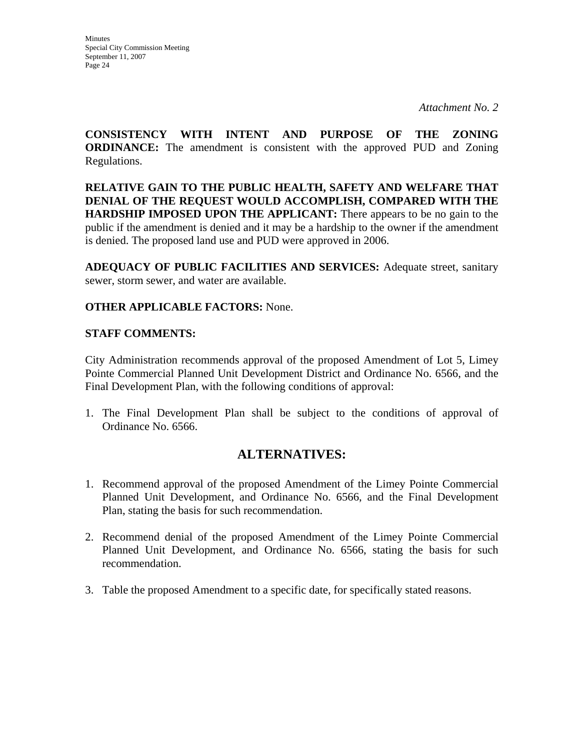*Attachment No. 2*

**CONSISTENCY WITH INTENT AND PURPOSE OF THE ZONING ORDINANCE:** The amendment is consistent with the approved PUD and Zoning Regulations.

**RELATIVE GAIN TO THE PUBLIC HEALTH, SAFETY AND WELFARE THAT DENIAL OF THE REQUEST WOULD ACCOMPLISH, COMPARED WITH THE HARDSHIP IMPOSED UPON THE APPLICANT:** There appears to be no gain to the public if the amendment is denied and it may be a hardship to the owner if the amendment is denied. The proposed land use and PUD were approved in 2006.

**ADEQUACY OF PUBLIC FACILITIES AND SERVICES:** Adequate street, sanitary sewer, storm sewer, and water are available.

**OTHER APPLICABLE FACTORS:** None.

**STAFF COMMENTS:**

City Administration recommends approval of the proposed Amendment of Lot 5, Limey Pointe Commercial Planned Unit Development District and Ordinance No. 6566, and the Final Development Plan, with the following conditions of approval:

1. The Final Development Plan shall be subject to the conditions of approval of Ordinance No. 6566.

## ALTERNATIVES:

1. Recommend approval of the proposed Amendment of the Limey Pointe Commercial Planned Unit Development, and Ordinance No. 6566, and the Final Development Plan, stating the basis for such recommendation.

2. Recommend denial of the proposed Amendment of the Limey Pointe Commercial Planned Unit Development, and Ordinance No. 6566, stating the basis for such recommendation.

3. Table the proposed Amendment to a specific date, for specifically stated reasons.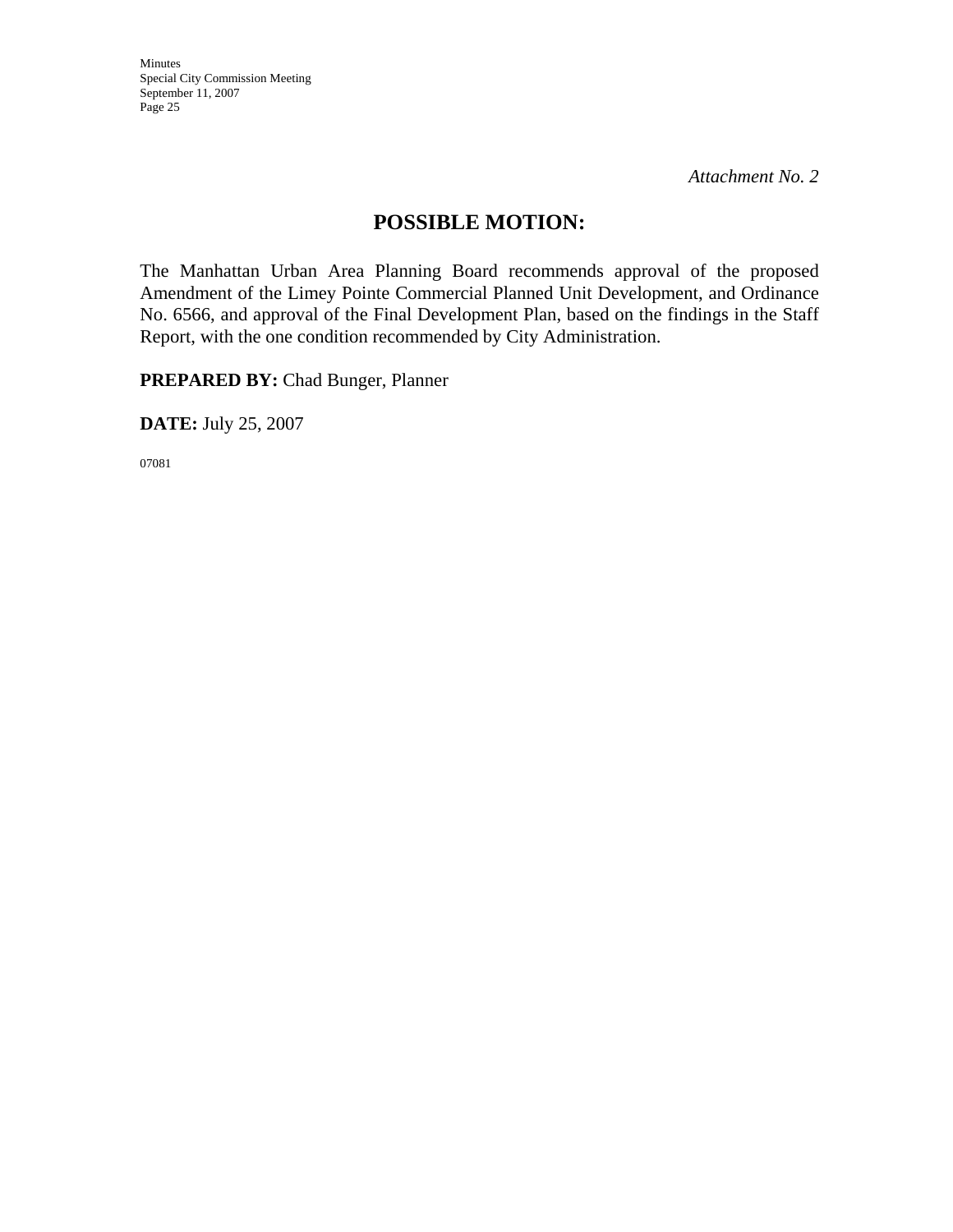*Attachment No. 2*

## POSSIBLE MOTION:

The Manhattan Urban Area Planning Board recommends approval of the proposed Amendment of the Limey Pointe Commercial Planned Unit Development, and Ordinance No. 6566, and approval of the Final Development Plan, based on the findings in the Staff Report, with the one condition recommended by City Administration.

**PREPARED BY:** Chad Bunger, Planner

**DATE:** July 25, 2007

07081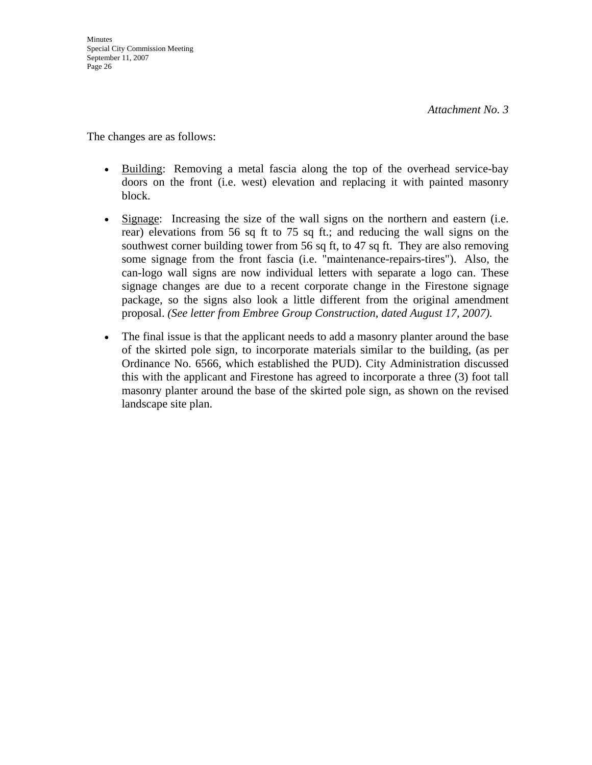*Attachment No. 3*

The changes are as follows:

- Building: Removing a metal fascia along the top of the overhead service-bay doors on the front (i.e. west) elevation and replacing it with painted masonry block.
- Signage: Increasing the size of the wall signs on the northern and eastern (i.e. rear) elevations from 56 sq ft to 75 sq ft.; and reducing the wall signs on the southwest corner building tower from 56 sq ft, to 47 sq ft. They are also removing some signage from the front fascia (i.e. "maintenance-repairs-tires"). Also, the can-logo wall signs are now individual letters with separate a logo can. These signage changes are due to a recent corporate change in the Firestone signage package, so the signs also look a little different from the original amendment proposal. *(See letter from Embree Group Construction, dated August 17, 2007).*
- The final issue is that the applicant needs to add a masonry planter around the base of the skirted pole sign, to incorporate materials similar to the building, (as per Ordinance No. 6566, which established the PUD). City Administration discussed this with the applicant and Firestone has agreed to incorporate a three (3) foot tall masonry planter around the base of the skirted pole sign, as shown on the revised landscape site plan.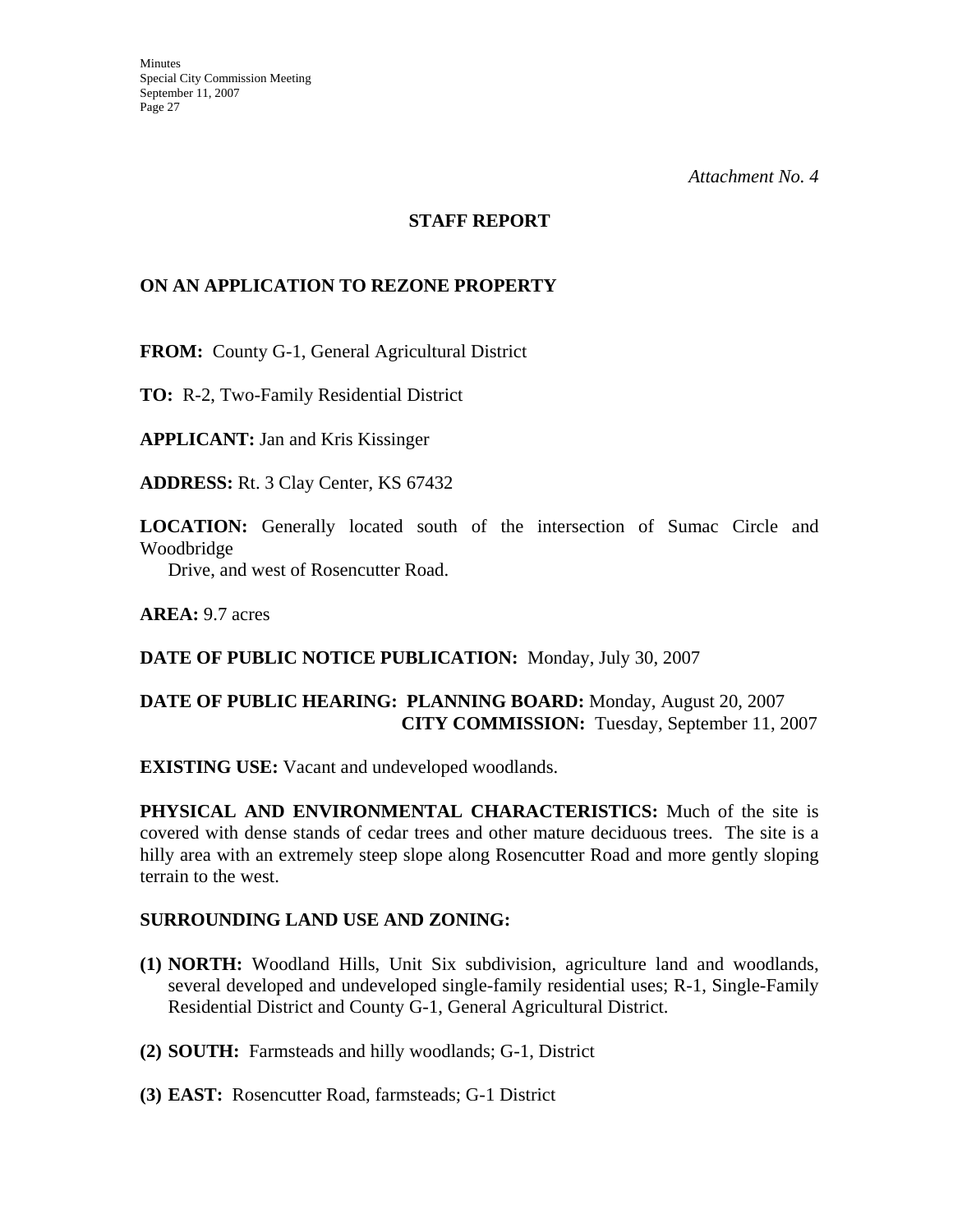*Attachment No. 4*

## STAFF REPORT

### ON AN APPLICATION TO REZONE PROPERTY

**FROM:** County G-1, General Agricultural District

**TO:** R-2, Two-Family Residential District

**APPLICANT:** Jan and Kris Kissinger

**ADDRESS:** Rt. 3 Clay Center, KS 67432

**LOCATION:** Generally located south of the intersection of Sumac Circle and Woodbridge Drive, and west of Rosencutter Road.

**AREA:** 9.7 acres

**DATE OF PUBLIC NOTICE PUBLICATION:** Monday, July 30, 2007

**DATE OF PUBLIC HEARING: PLANNING BOARD:** Monday, August 20, 2007
**CITY COMMISSION:** Tuesday, September 11, 2007

**EXISTING USE:** Vacant and undeveloped woodlands.

**PHYSICAL AND ENVIRONMENTAL CHARACTERISTICS:** Much of the site is covered with dense stands of cedar trees and other mature deciduous trees. The site is a hilly area with an extremely steep slope along Rosencutter Road and more gently sloping terrain to the west.

**SURROUNDING LAND USE AND ZONING:**

**(1) NORTH:** Woodland Hills, Unit Six subdivision, agriculture land and woodlands, several developed and undeveloped single-family residential uses; R-1, Single-Family Residential District and County G-1, General Agricultural District.

**(2) SOUTH:** Farmsteads and hilly woodlands; G-1, District

**(3) EAST:** Rosencutter Road, farmsteads; G-1 District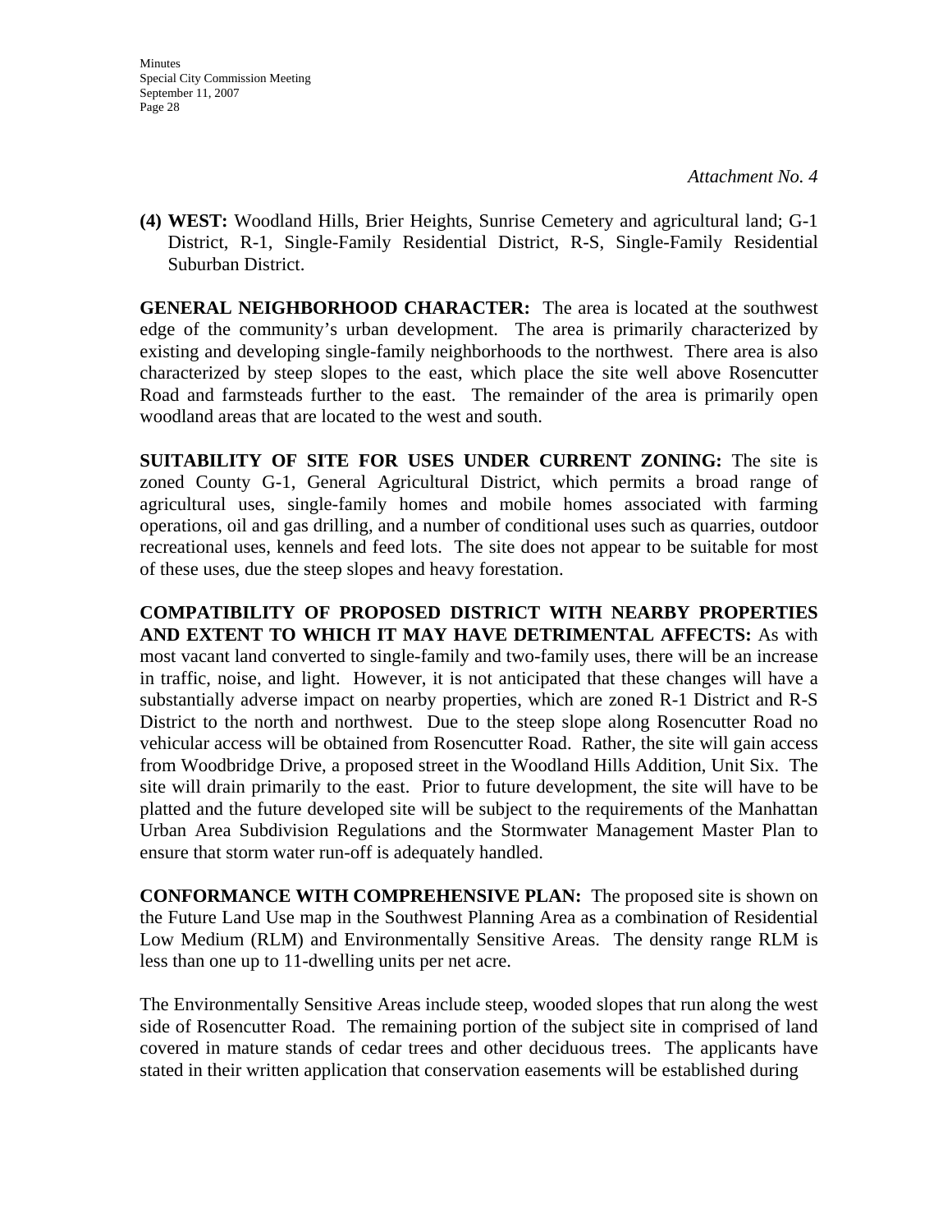*Attachment No. 4*

**(4) WEST:** Woodland Hills, Brier Heights, Sunrise Cemetery and agricultural land; G-1 District, R-1, Single-Family Residential District, R-S, Single-Family Residential Suburban District.

**GENERAL NEIGHBORHOOD CHARACTER:** The area is located at the southwest edge of the community's urban development. The area is primarily characterized by existing and developing single-family neighborhoods to the northwest. There area is also characterized by steep slopes to the east, which place the site well above Rosencutter Road and farmsteads further to the east. The remainder of the area is primarily open woodland areas that are located to the west and south.

**SUITABILITY OF SITE FOR USES UNDER CURRENT ZONING:** The site is zoned County G-1, General Agricultural District, which permits a broad range of agricultural uses, single-family homes and mobile homes associated with farming operations, oil and gas drilling, and a number of conditional uses such as quarries, outdoor recreational uses, kennels and feed lots. The site does not appear to be suitable for most of these uses, due the steep slopes and heavy forestation.

**COMPATIBILITY OF PROPOSED DISTRICT WITH NEARBY PROPERTIES AND EXTENT TO WHICH IT MAY HAVE DETRIMENTAL AFFECTS:** As with most vacant land converted to single-family and two-family uses, there will be an increase in traffic, noise, and light. However, it is not anticipated that these changes will have a substantially adverse impact on nearby properties, which are zoned R-1 District and R-S District to the north and northwest. Due to the steep slope along Rosencutter Road no vehicular access will be obtained from Rosencutter Road. Rather, the site will gain access from Woodbridge Drive, a proposed street in the Woodland Hills Addition, Unit Six. The site will drain primarily to the east. Prior to future development, the site will have to be platted and the future developed site will be subject to the requirements of the Manhattan Urban Area Subdivision Regulations and the Stormwater Management Master Plan to ensure that storm water run-off is adequately handled.

**CONFORMANCE WITH COMPREHENSIVE PLAN:** The proposed site is shown on the Future Land Use map in the Southwest Planning Area as a combination of Residential Low Medium (RLM) and Environmentally Sensitive Areas. The density range RLM is less than one up to 11-dwelling units per net acre.

The Environmentally Sensitive Areas include steep, wooded slopes that run along the west side of Rosencutter Road. The remaining portion of the subject site in comprised of land covered in mature stands of cedar trees and other deciduous trees. The applicants have stated in their written application that conservation easements will be established during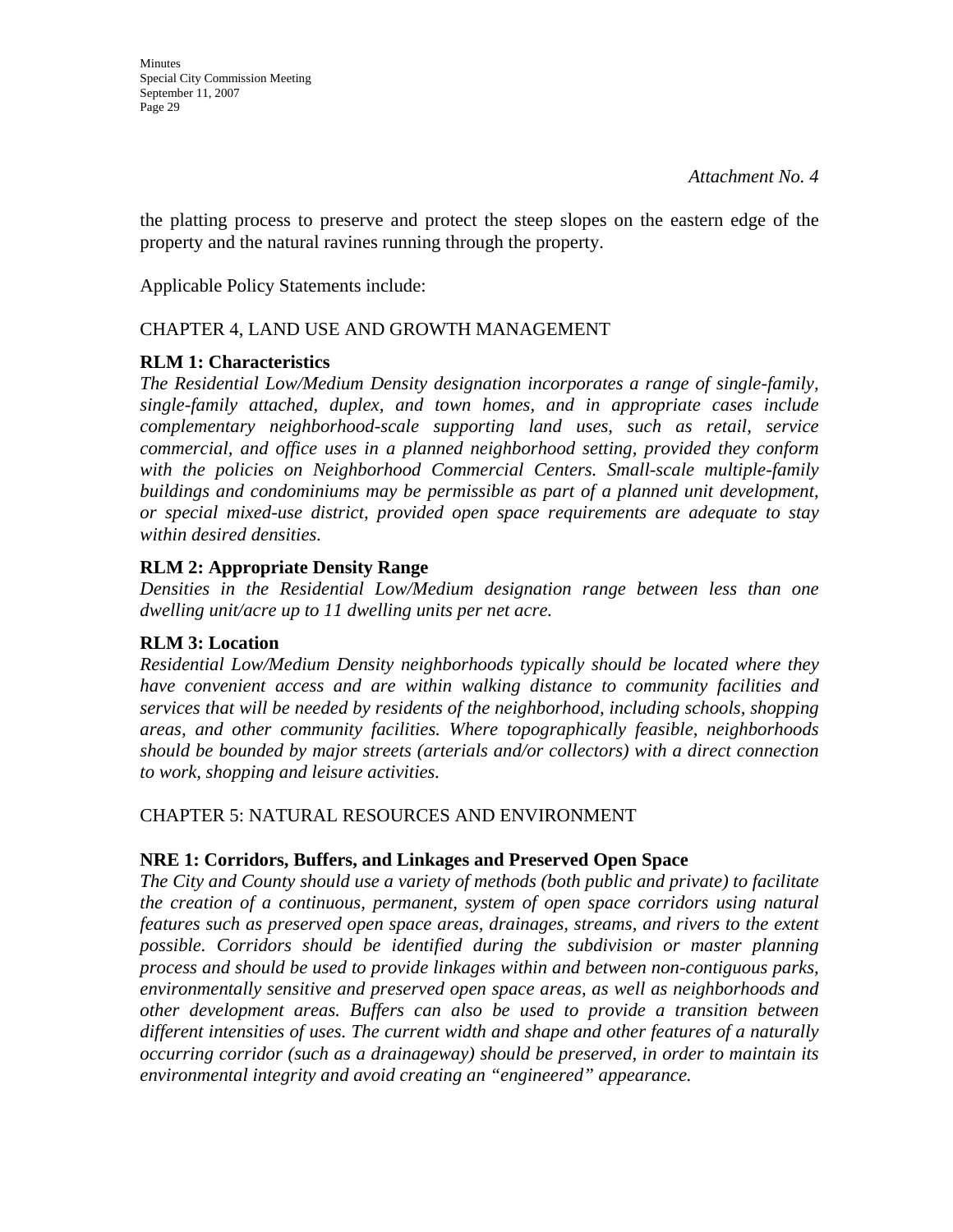*Attachment No. 4*

the platting process to preserve and protect the steep slopes on the eastern edge of the property and the natural ravines running through the property.

Applicable Policy Statements include:

CHAPTER 4, LAND USE AND GROWTH MANAGEMENT

**RLM 1: Characteristics**
*The Residential Low/Medium Density designation incorporates a range of single-family, single-family attached, duplex, and town homes, and in appropriate cases include complementary neighborhood-scale supporting land uses, such as retail, service commercial, and office uses in a planned neighborhood setting, provided they conform with the policies on Neighborhood Commercial Centers. Small-scale multiple-family buildings and condominiums may be permissible as part of a planned unit development, or special mixed-use district, provided open space requirements are adequate to stay within desired densities.*

**RLM 2: Appropriate Density Range**
*Densities in the Residential Low/Medium designation range between less than one dwelling unit/acre up to 11 dwelling units per net acre.*

**RLM 3: Location**
*Residential Low/Medium Density neighborhoods typically should be located where they have convenient access and are within walking distance to community facilities and services that will be needed by residents of the neighborhood, including schools, shopping areas, and other community facilities. Where topographically feasible, neighborhoods should be bounded by major streets (arterials and/or collectors) with a direct connection to work, shopping and leisure activities.*

CHAPTER 5: NATURAL RESOURCES AND ENVIRONMENT

**NRE 1: Corridors, Buffers, and Linkages and Preserved Open Space**
*The City and County should use a variety of methods (both public and private) to facilitate the creation of a continuous, permanent, system of open space corridors using natural features such as preserved open space areas, drainages, streams, and rivers to the extent possible. Corridors should be identified during the subdivision or master planning process and should be used to provide linkages within and between non-contiguous parks, environmentally sensitive and preserved open space areas, as well as neighborhoods and other development areas. Buffers can also be used to provide a transition between different intensities of uses. The current width and shape and other features of a naturally occurring corridor (such as a drainageway) should be preserved, in order to maintain its environmental integrity and avoid creating an "engineered" appearance.*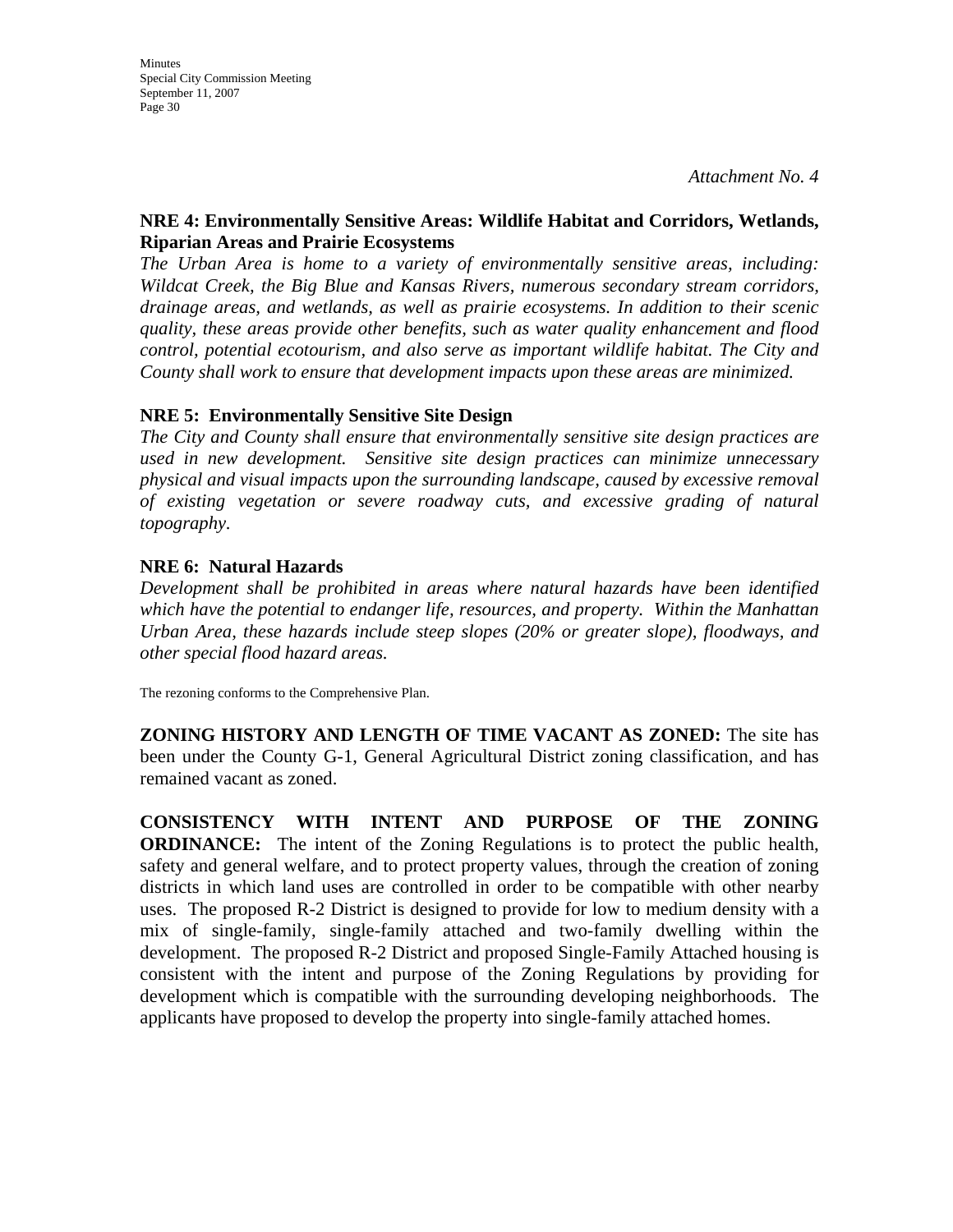*Attachment No. 4*

**NRE 4: Environmentally Sensitive Areas: Wildlife Habitat and Corridors, Wetlands, Riparian Areas and Prairie Ecosystems**

*The Urban Area is home to a variety of environmentally sensitive areas, including: Wildcat Creek, the Big Blue and Kansas Rivers, numerous secondary stream corridors, drainage areas, and wetlands, as well as prairie ecosystems. In addition to their scenic quality, these areas provide other benefits, such as water quality enhancement and flood control, potential ecotourism, and also serve as important wildlife habitat. The City and County shall work to ensure that development impacts upon these areas are minimized.*

**NRE 5: Environmentally Sensitive Site Design**

*The City and County shall ensure that environmentally sensitive site design practices are used in new development. Sensitive site design practices can minimize unnecessary physical and visual impacts upon the surrounding landscape, caused by excessive removal of existing vegetation or severe roadway cuts, and excessive grading of natural topography.*

**NRE 6: Natural Hazards**

*Development shall be prohibited in areas where natural hazards have been identified which have the potential to endanger life, resources, and property. Within the Manhattan Urban Area, these hazards include steep slopes (20% or greater slope), floodways, and other special flood hazard areas.*

The rezoning conforms to the Comprehensive Plan.

**ZONING HISTORY AND LENGTH OF TIME VACANT AS ZONED:** The site has been under the County G-1, General Agricultural District zoning classification, and has remained vacant as zoned.

**CONSISTENCY WITH INTENT AND PURPOSE OF THE ZONING ORDINANCE:** The intent of the Zoning Regulations is to protect the public health, safety and general welfare, and to protect property values, through the creation of zoning districts in which land uses are controlled in order to be compatible with other nearby uses. The proposed R-2 District is designed to provide for low to medium density with a mix of single-family, single-family attached and two-family dwelling within the development. The proposed R-2 District and proposed Single-Family Attached housing is consistent with the intent and purpose of the Zoning Regulations by providing for development which is compatible with the surrounding developing neighborhoods. The applicants have proposed to develop the property into single-family attached homes.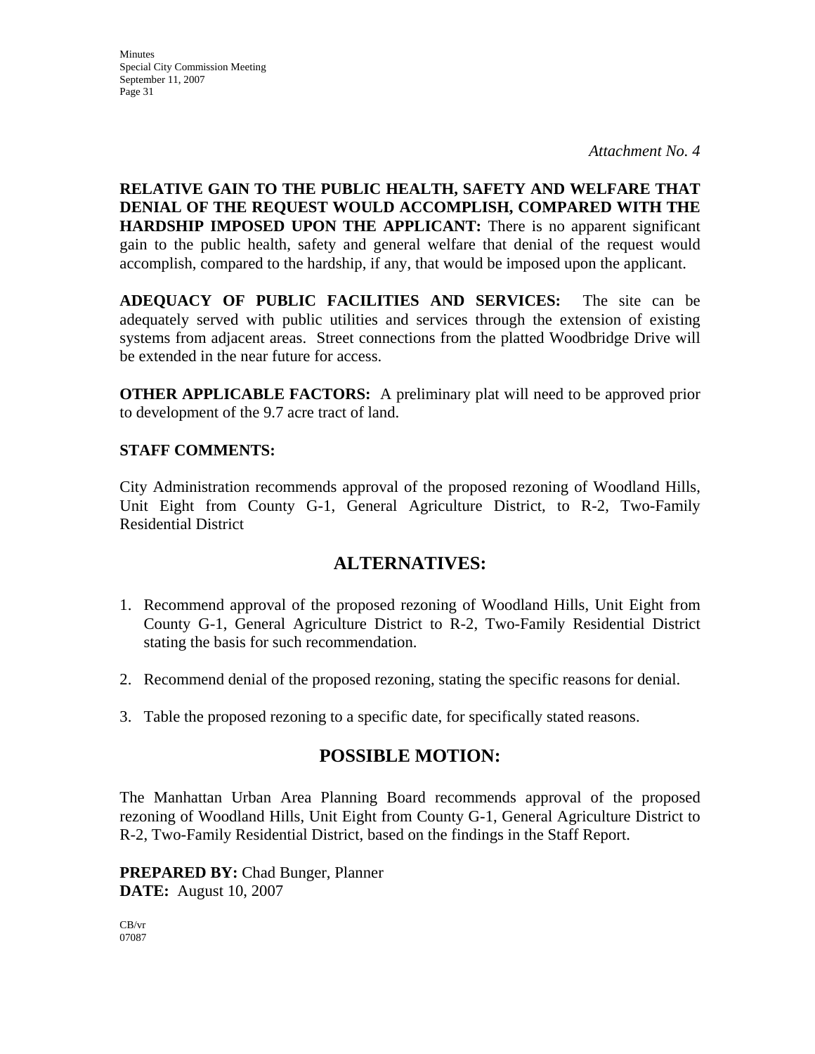*Attachment No. 4*

**RELATIVE GAIN TO THE PUBLIC HEALTH, SAFETY AND WELFARE THAT DENIAL OF THE REQUEST WOULD ACCOMPLISH, COMPARED WITH THE HARDSHIP IMPOSED UPON THE APPLICANT:** There is no apparent significant gain to the public health, safety and general welfare that denial of the request would accomplish, compared to the hardship, if any, that would be imposed upon the applicant.

**ADEQUACY OF PUBLIC FACILITIES AND SERVICES:** The site can be adequately served with public utilities and services through the extension of existing systems from adjacent areas. Street connections from the platted Woodbridge Drive will be extended in the near future for access.

**OTHER APPLICABLE FACTORS:** A preliminary plat will need to be approved prior to development of the 9.7 acre tract of land.

**STAFF COMMENTS:**

City Administration recommends approval of the proposed rezoning of Woodland Hills, Unit Eight from County G-1, General Agriculture District, to R-2, Two-Family Residential District

## ALTERNATIVES:

1. Recommend approval of the proposed rezoning of Woodland Hills, Unit Eight from County G-1, General Agriculture District to R-2, Two-Family Residential District stating the basis for such recommendation.

2. Recommend denial of the proposed rezoning, stating the specific reasons for denial.

3. Table the proposed rezoning to a specific date, for specifically stated reasons.

## POSSIBLE MOTION:

The Manhattan Urban Area Planning Board recommends approval of the proposed rezoning of Woodland Hills, Unit Eight from County G-1, General Agriculture District to R-2, Two-Family Residential District, based on the findings in the Staff Report.

**PREPARED BY:** Chad Bunger, Planner
**DATE:** August 10, 2007

CB/vr
07087